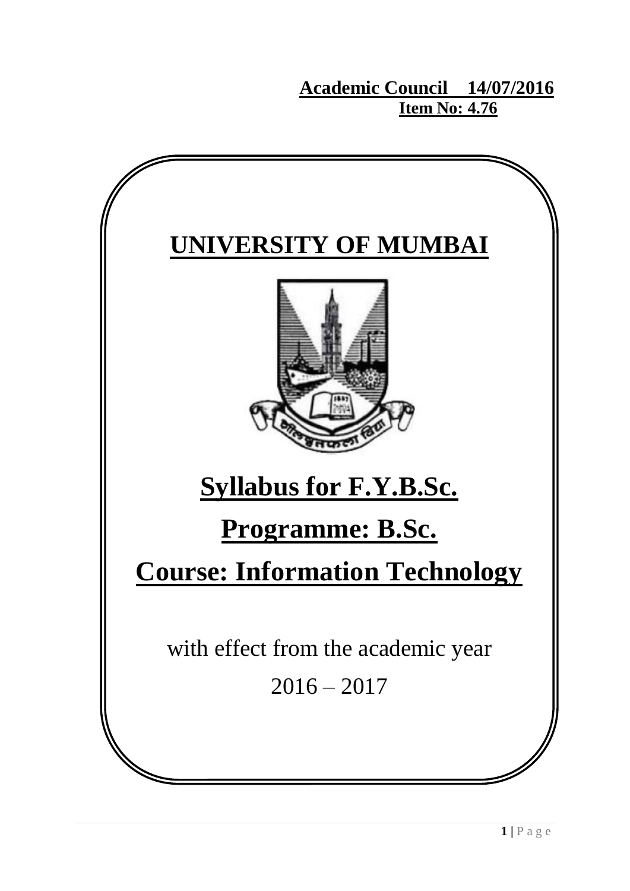**Academic Council 14/07/2016**
**Item No: 4.76**

# UNIVERSITY OF MUMBAI

# Syllabus for F.Y.B.Sc.

# Programme: B.Sc.

# Course: Information Technology

with effect from the academic year

2016 – 2017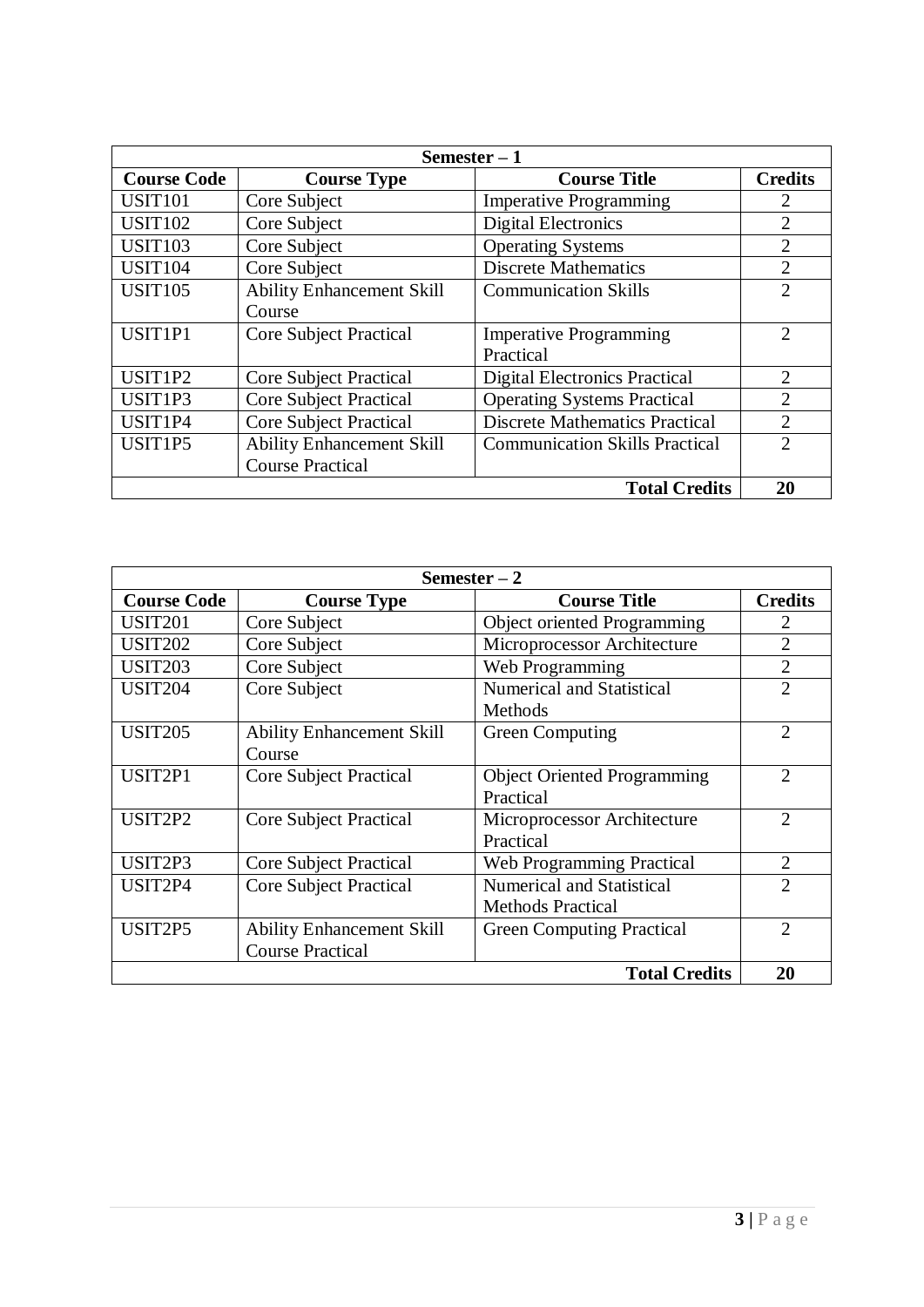| Semester – 1 | | | |
|---|---|---|---|
| **Course Code** | **Course Type** | **Course Title** | **Credits** |
| USIT101 | Core Subject | Imperative Programming | 2 |
| USIT102 | Core Subject | Digital Electronics | 2 |
| USIT103 | Core Subject | Operating Systems | 2 |
| USIT104 | Core Subject | Discrete Mathematics | 2 |
| USIT105 | Ability Enhancement Skill Course | Communication Skills | 2 |
| USIT1P1 | Core Subject Practical | Imperative Programming Practical | 2 |
| USIT1P2 | Core Subject Practical | Digital Electronics Practical | 2 |
| USIT1P3 | Core Subject Practical | Operating Systems Practical | 2 |
| USIT1P4 | Core Subject Practical | Discrete Mathematics Practical | 2 |
| USIT1P5 | Ability Enhancement Skill Course Practical | Communication Skills Practical | 2 |
| | | **Total Credits** | **20** |

| Semester – 2 | | | |
|---|---|---|---|
| **Course Code** | **Course Type** | **Course Title** | **Credits** |
| USIT201 | Core Subject | Object oriented Programming | 2 |
| USIT202 | Core Subject | Microprocessor Architecture | 2 |
| USIT203 | Core Subject | Web Programming | 2 |
| USIT204 | Core Subject | Numerical and Statistical Methods | 2 |
| USIT205 | Ability Enhancement Skill Course | Green Computing | 2 |
| USIT2P1 | Core Subject Practical | Object Oriented Programming Practical | 2 |
| USIT2P2 | Core Subject Practical | Microprocessor Architecture Practical | 2 |
| USIT2P3 | Core Subject Practical | Web Programming Practical | 2 |
| USIT2P4 | Core Subject Practical | Numerical and Statistical Methods Practical | 2 |
| USIT2P5 | Ability Enhancement Skill Course Practical | Green Computing Practical | 2 |
| | | **Total Credits** | **20** |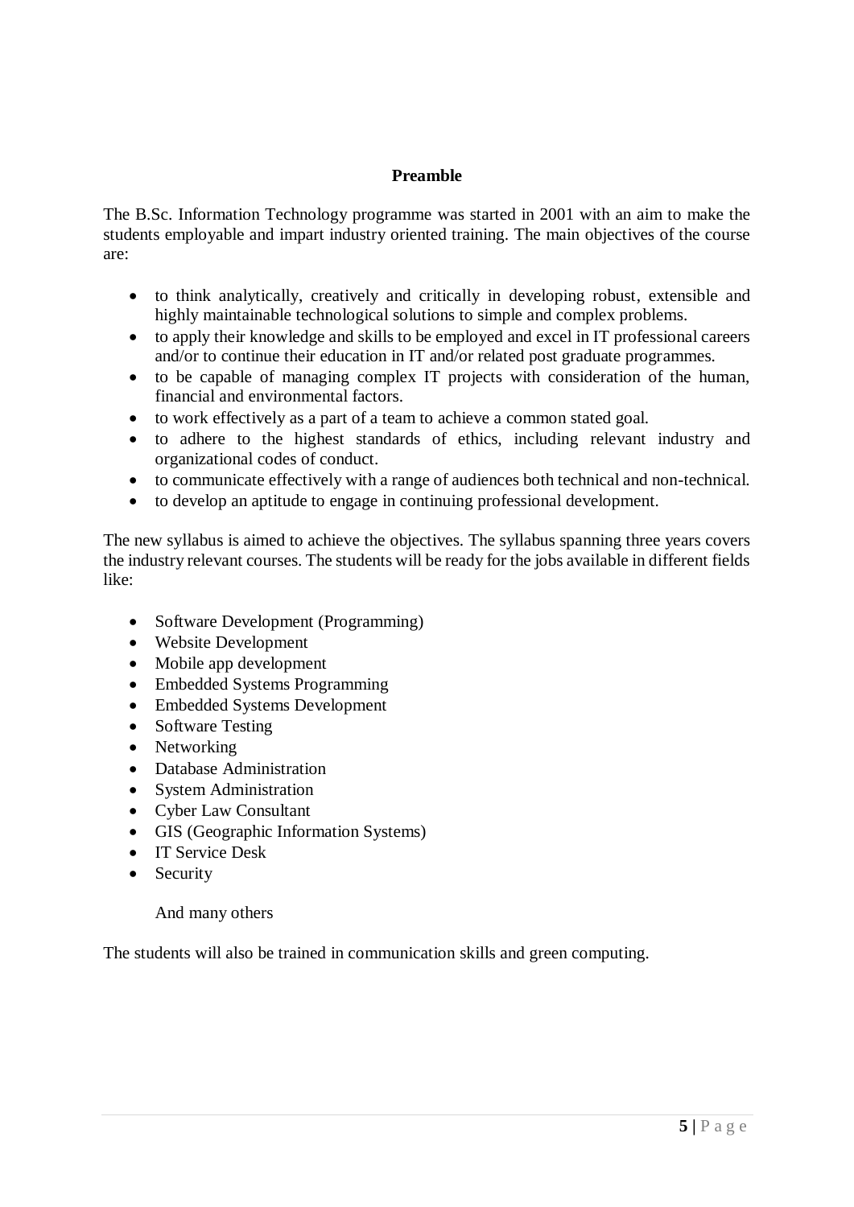## Preamble

The B.Sc. Information Technology programme was started in 2001 with an aim to make the students employable and impart industry oriented training. The main objectives of the course are:

- to think analytically, creatively and critically in developing robust, extensible and highly maintainable technological solutions to simple and complex problems.
- to apply their knowledge and skills to be employed and excel in IT professional careers and/or to continue their education in IT and/or related post graduate programmes.
- to be capable of managing complex IT projects with consideration of the human, financial and environmental factors.
- to work effectively as a part of a team to achieve a common stated goal.
- to adhere to the highest standards of ethics, including relevant industry and organizational codes of conduct.
- to communicate effectively with a range of audiences both technical and non-technical.
- to develop an aptitude to engage in continuing professional development.

The new syllabus is aimed to achieve the objectives. The syllabus spanning three years covers the industry relevant courses. The students will be ready for the jobs available in different fields like:

- Software Development (Programming)
- Website Development
- Mobile app development
- Embedded Systems Programming
- Embedded Systems Development
- Software Testing
- Networking
- Database Administration
- System Administration
- Cyber Law Consultant
- GIS (Geographic Information Systems)
- IT Service Desk
- Security

And many others

The students will also be trained in communication skills and green computing.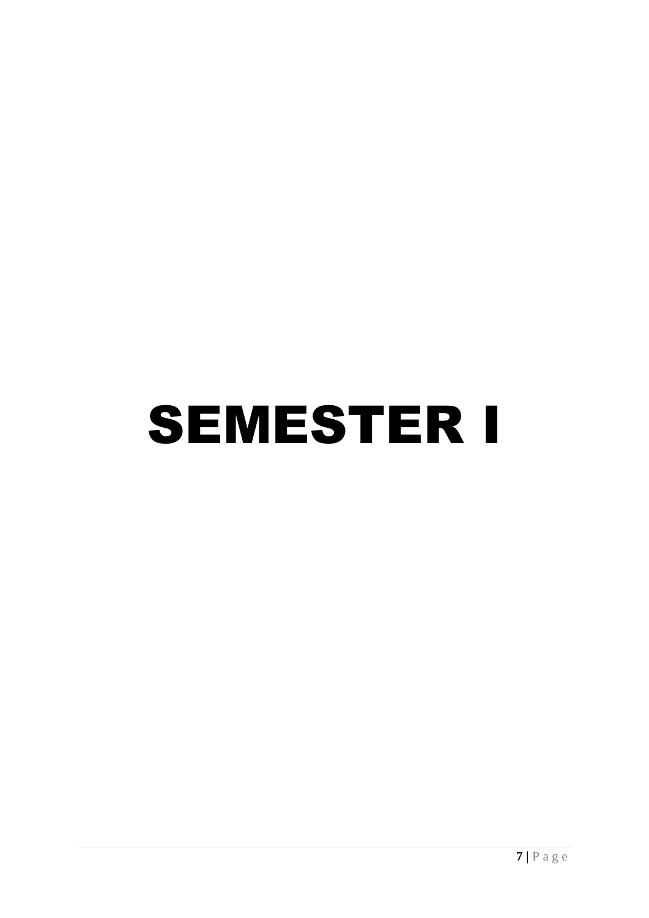# SEMESTER I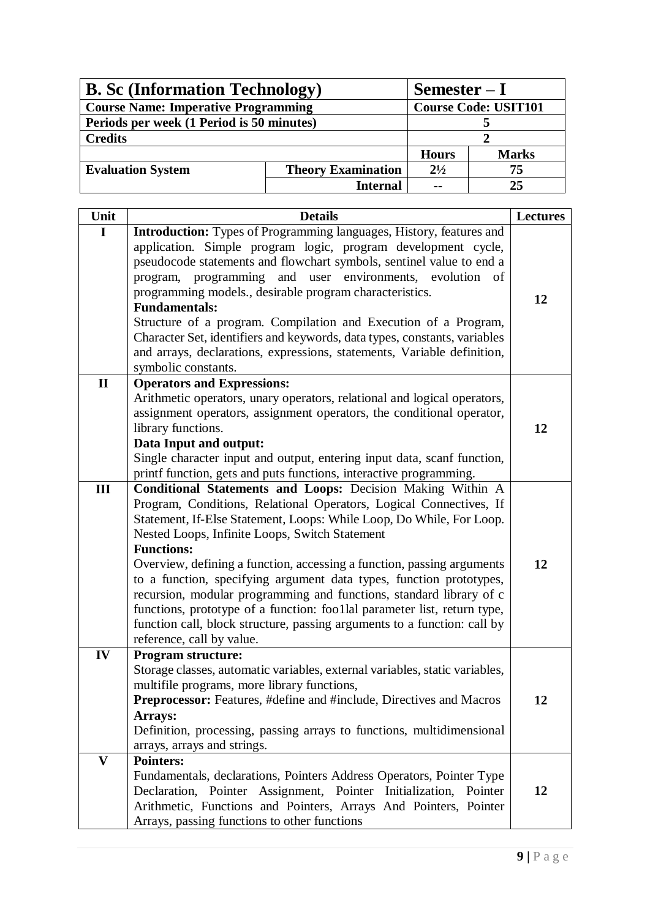| **B. Sc (Information Technology)** | | **Semester – I** | |
|---|---|---|---|
| **Course Name: Imperative Programming** | | **Course Code: USIT101** | |
| **Periods per week (1 Period is 50 minutes)** | | **5** | |
| **Credits** | | **2** | |
| | | **Hours** | **Marks** |
| **Evaluation System** | **Theory Examination** | **2½** | **75** |
| | **Internal** | **--** | **25** |

| Unit | Details | Lectures |
|---|---|---|
| **I** | **Introduction:** Types of Programming languages, History, features and application. Simple program logic, program development cycle, pseudocode statements and flowchart symbols, sentinel value to end a program, programming and user environments, evolution of programming models., desirable program characteristics.<br>**Fundamentals:**<br>Structure of a program. Compilation and Execution of a Program, Character Set, identifiers and keywords, data types, constants, variables and arrays, declarations, expressions, statements, Variable definition, symbolic constants. | **12** |
| **II** | **Operators and Expressions:**<br>Arithmetic operators, unary operators, relational and logical operators, assignment operators, assignment operators, the conditional operator, library functions.<br>**Data Input and output:**<br>Single character input and output, entering input data, scanf function, printf function, gets and puts functions, interactive programming. | **12** |
| **III** | **Conditional Statements and Loops:** Decision Making Within A Program, Conditions, Relational Operators, Logical Connectives, If Statement, If-Else Statement, Loops: While Loop, Do While, For Loop. Nested Loops, Infinite Loops, Switch Statement<br>**Functions:**<br>Overview, defining a function, accessing a function, passing arguments to a function, specifying argument data types, function prototypes, recursion, modular programming and functions, standard library of c functions, prototype of a function: foo1lal parameter list, return type, function call, block structure, passing arguments to a function: call by reference, call by value. | **12** |
| **IV** | **Program structure:**<br>Storage classes, automatic variables, external variables, static variables, multifile programs, more library functions,<br>**Preprocessor:** Features, #define and #include, Directives and Macros<br>**Arrays:**<br>Definition, processing, passing arrays to functions, multidimensional arrays, arrays and strings. | **12** |
| **V** | **Pointers:**<br>Fundamentals, declarations, Pointers Address Operators, Pointer Type Declaration, Pointer Assignment, Pointer Initialization, Pointer Arithmetic, Functions and Pointers, Arrays And Pointers, Pointer Arrays, passing functions to other functions | **12** |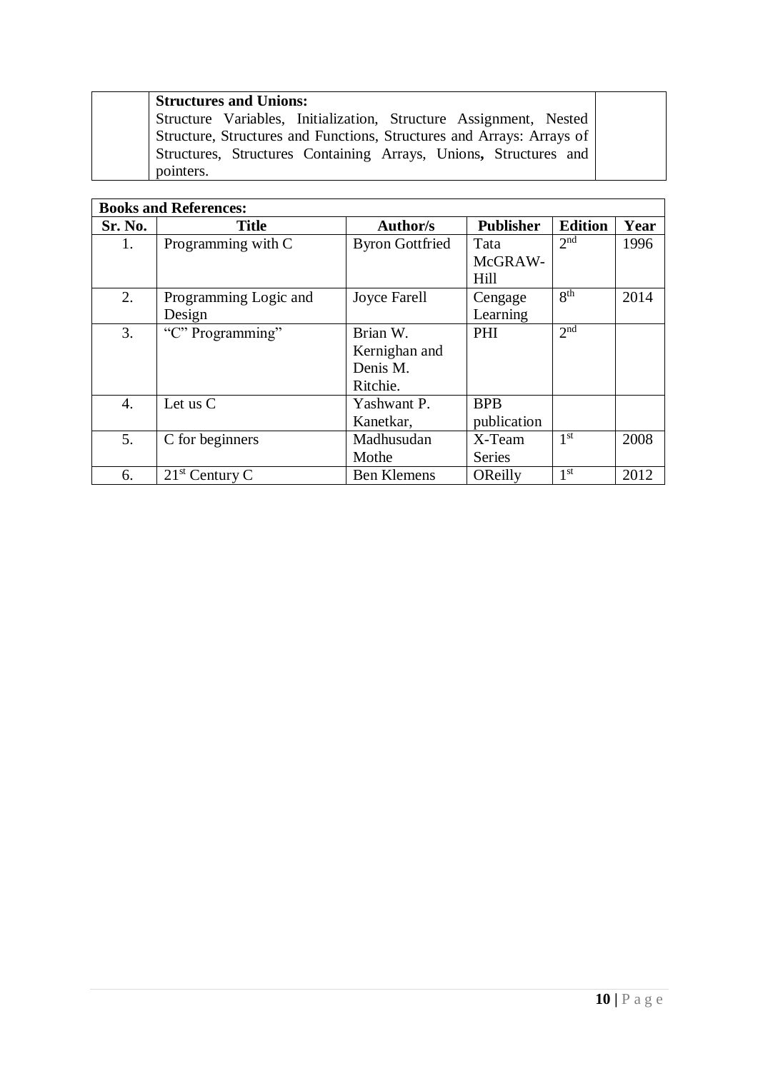| | **Structures and Unions:**<br>Structure Variables, Initialization, Structure Assignment, Nested Structure, Structures and Functions, Structures and Arrays: Arrays of Structures, Structures Containing Arrays, Unions**,** Structures and pointers. | |
|---|---|---|

**Books and References:**

| Sr. No. | Title | Author/s | Publisher | Edition | Year |
|---|---|---|---|---|---|
| 1. | Programming with C | Byron Gottfried | Tata McGRAW-Hill | 2nd | 1996 |
| 2. | Programming Logic and Design | Joyce Farell | Cengage Learning | 8th | 2014 |
| 3. | “C” Programming” | Brian W. Kernighan and Denis M. Ritchie. | PHI | 2nd | |
| 4. | Let us C | Yashwant P. Kanetkar, | BPB publication | | |
| 5. | C for beginners | Madhusudan Mothe | X-Team Series | 1st | 2008 |
| 6. | 21st Century C | Ben Klemens | OReilly | 1st | 2012 |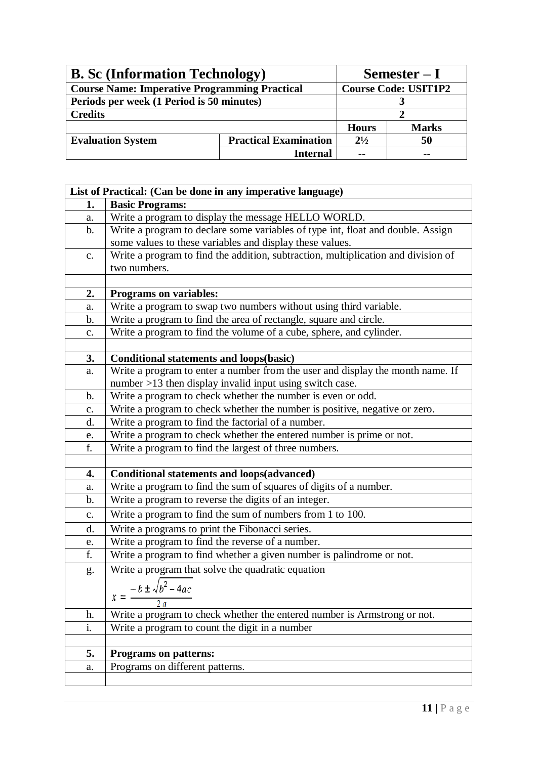| B. Sc (Information Technology) | | Semester – I | |
|---|---|---|---|
| **Course Name: Imperative Programming Practical** | | **Course Code: USIT1P2** | |
| **Periods per week (1 Period is 50 minutes)** | | 3 | |
| **Credits** | | 2 | |
| | | **Hours** | **Marks** |
| **Evaluation System** | **Practical Examination** | 2½ | 50 |
| | **Internal** | -- | -- |

| List of Practical: (Can be done in any imperative language) | |
|---|---|
| **1.** | **Basic Programs:** |
| a. | Write a program to display the message HELLO WORLD. |
| b. | Write a program to declare some variables of type int, float and double. Assign some values to these variables and display these values. |
| c. | Write a program to find the addition, subtraction, multiplication and division of two numbers. |
| | |
| **2.** | **Programs on variables:** |
| a. | Write a program to swap two numbers without using third variable. |
| b. | Write a program to find the area of rectangle, square and circle. |
| c. | Write a program to find the volume of a cube, sphere, and cylinder. |
| | |
| **3.** | **Conditional statements and loops(basic)** |
| a. | Write a program to enter a number from the user and display the month name. If number >13 then display invalid input using switch case. |
| b. | Write a program to check whether the number is even or odd. |
| c. | Write a program to check whether the number is positive, negative or zero. |
| d. | Write a program to find the factorial of a number. |
| e. | Write a program to check whether the entered number is prime or not. |
| f. | Write a program to find the largest of three numbers. |
| | |
| **4.** | **Conditional statements and loops(advanced)** |
| a. | Write a program to find the sum of squares of digits of a number. |
| b. | Write a program to reverse the digits of an integer. |
| c. | Write a program to find the sum of numbers from 1 to 100. |
| d. | Write a programs to print the Fibonacci series. |
| e. | Write a program to find the reverse of a number. |
| f. | Write a program to find whether a given number is palindrome or not. |
| g. | Write a program that solve the quadratic equation $x = \frac{-b \pm \sqrt{b^2 - 4ac}}{2a}$ |
| h. | Write a program to check whether the entered number is Armstrong or not. |
| i. | Write a program to count the digit in a number |
| | |
| **5.** | **Programs on patterns:** |
| a. | Programs on different patterns. |
| | |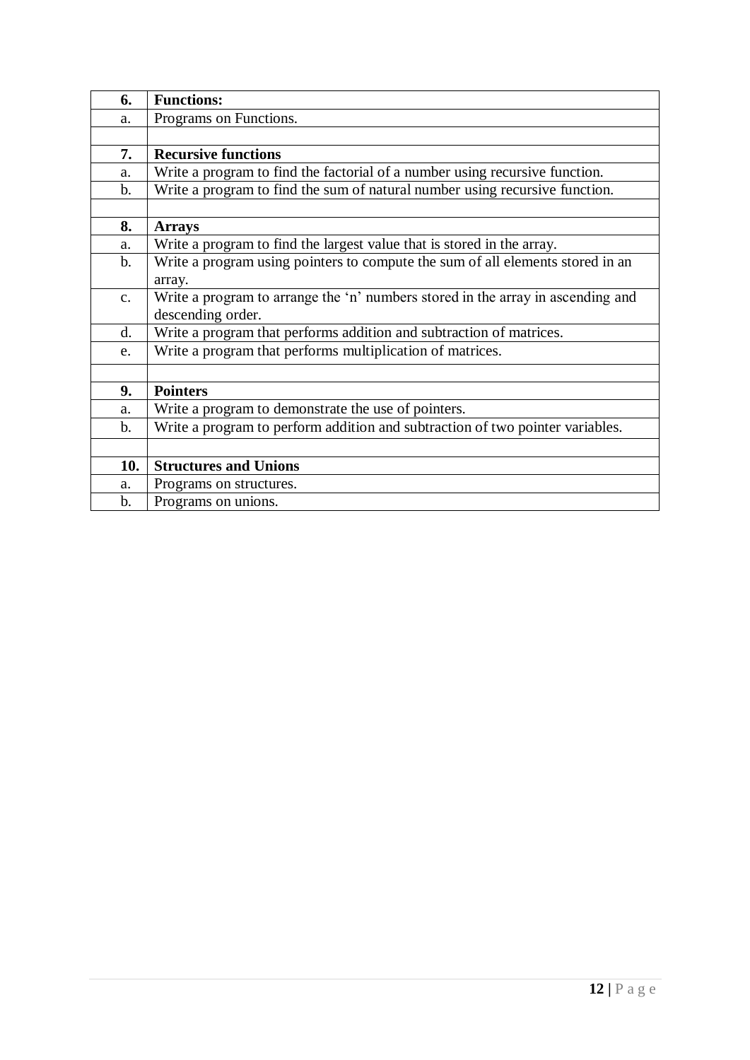| | |
|---|---|
| **6.** | **Functions:** |
| a. | Programs on Functions. |
| | |
| **7.** | **Recursive functions** |
| a. | Write a program to find the factorial of a number using recursive function. |
| b. | Write a program to find the sum of natural number using recursive function. |
| | |
| **8.** | **Arrays** |
| a. | Write a program to find the largest value that is stored in the array. |
| b. | Write a program using pointers to compute the sum of all elements stored in an array. |
| c. | Write a program to arrange the 'n' numbers stored in the array in ascending and descending order. |
| d. | Write a program that performs addition and subtraction of matrices. |
| e. | Write a program that performs multiplication of matrices. |
| | |
| **9.** | **Pointers** |
| a. | Write a program to demonstrate the use of pointers. |
| b. | Write a program to perform addition and subtraction of two pointer variables. |
| | |
| **10.** | **Structures and Unions** |
| a. | Programs on structures. |
| b. | Programs on unions. |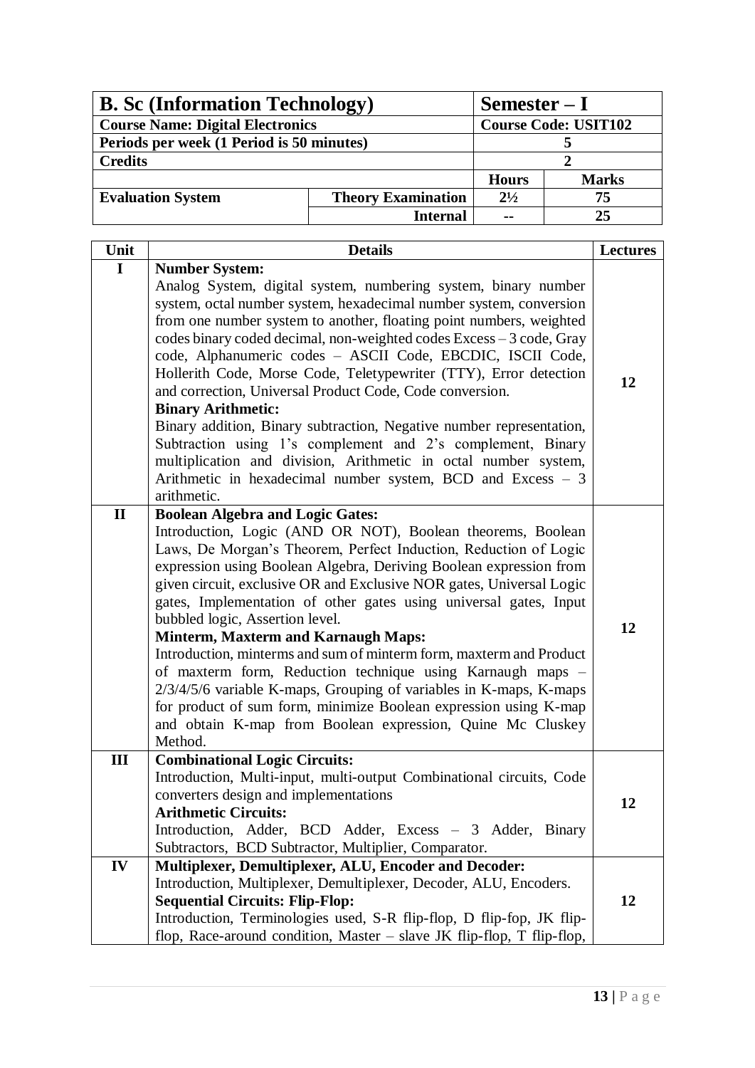| **B. Sc (Information Technology)** | | **Semester – I** | |
|---|---|---|---|
| **Course Name: Digital Electronics** | | **Course Code: USIT102** | |
| **Periods per week (1 Period is 50 minutes)** | | **5** | |
| **Credits** | | **2** | |
| | | **Hours** | **Marks** |
| **Evaluation System** | **Theory Examination** | **2½** | **75** |
| | **Internal** | **--** | **25** |

| Unit | Details | Lectures |
|---|---|---|
| **I** | **Number System:** Analog System, digital system, numbering system, binary number system, octal number system, hexadecimal number system, conversion from one number system to another, floating point numbers, weighted codes binary coded decimal, non-weighted codes Excess – 3 code, Gray code, Alphanumeric codes – ASCII Code, EBCDIC, ISCII Code, Hollerith Code, Morse Code, Teletypewriter (TTY), Error detection and correction, Universal Product Code, Code conversion. **Binary Arithmetic:** Binary addition, Binary subtraction, Negative number representation, Subtraction using 1's complement and 2's complement, Binary multiplication and division, Arithmetic in octal number system, Arithmetic in hexadecimal number system, BCD and Excess – 3 arithmetic. | 12 |
| **II** | **Boolean Algebra and Logic Gates:** Introduction, Logic (AND OR NOT), Boolean theorems, Boolean Laws, De Morgan's Theorem, Perfect Induction, Reduction of Logic expression using Boolean Algebra, Deriving Boolean expression from given circuit, exclusive OR and Exclusive NOR gates, Universal Logic gates, Implementation of other gates using universal gates, Input bubbled logic, Assertion level. **Minterm, Maxterm and Karnaugh Maps:** Introduction, minterms and sum of minterm form, maxterm and Product of maxterm form, Reduction technique using Karnaugh maps – 2/3/4/5/6 variable K-maps, Grouping of variables in K-maps, K-maps for product of sum form, minimize Boolean expression using K-map and obtain K-map from Boolean expression, Quine Mc Cluskey Method. | 12 |
| **III** | **Combinational Logic Circuits:** Introduction, Multi-input, multi-output Combinational circuits, Code converters design and implementations **Arithmetic Circuits:** Introduction, Adder, BCD Adder, Excess – 3 Adder, Binary Subtractors, BCD Subtractor, Multiplier, Comparator. | 12 |
| **IV** | **Multiplexer, Demultiplexer, ALU, Encoder and Decoder:** Introduction, Multiplexer, Demultiplexer, Decoder, ALU, Encoders. **Sequential Circuits: Flip-Flop:** Introduction, Terminologies used, S-R flip-flop, D flip-fop, JK flip-flop, Race-around condition, Master – slave JK flip-flop, T flip-flop, | 12 |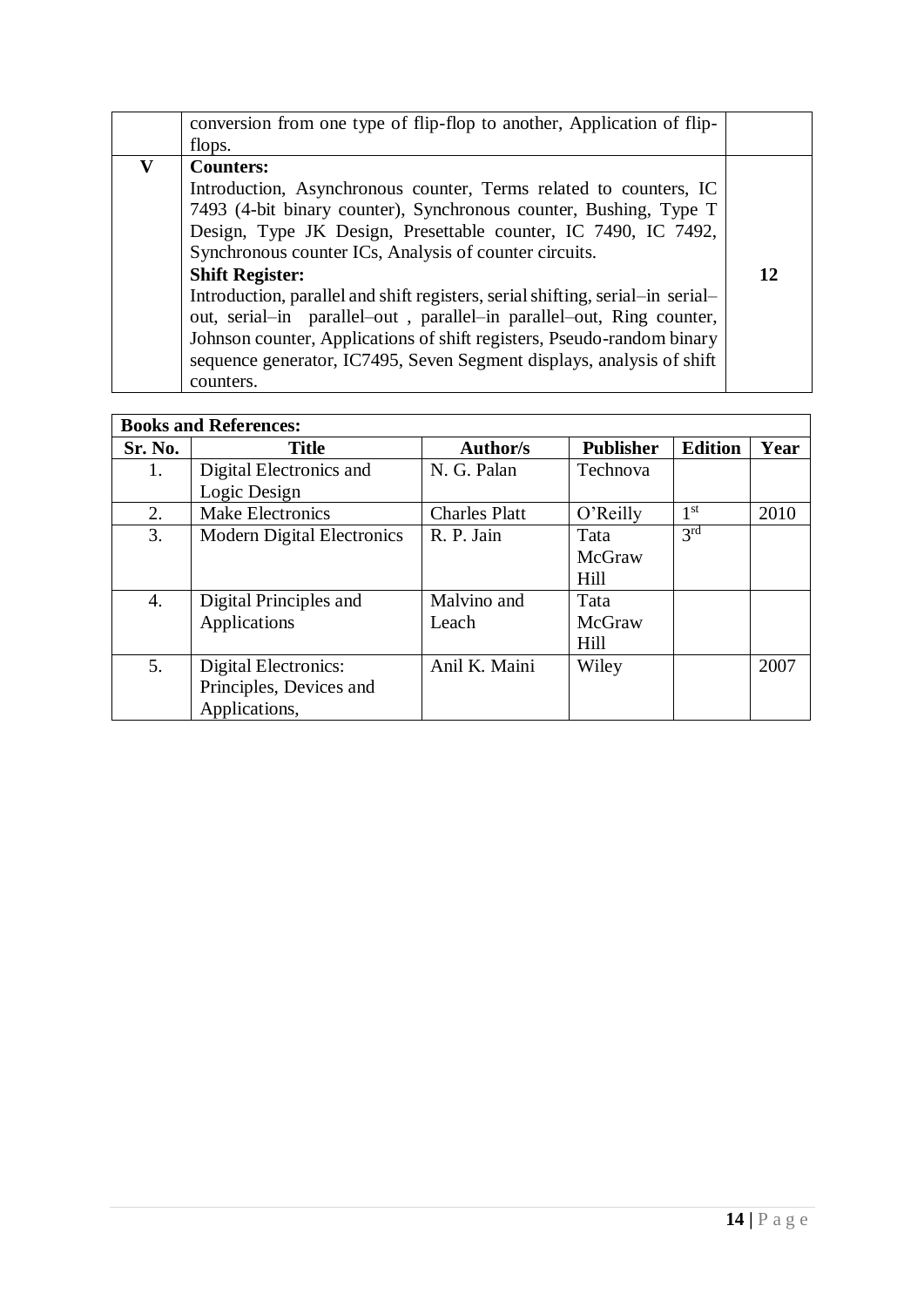| | | |
|---|---|---|
| | conversion from one type of flip-flop to another, Application of flip-flops. | |
| **V** | **Counters:**<br>Introduction, Asynchronous counter, Terms related to counters, IC 7493 (4-bit binary counter), Synchronous counter, Bushing, Type T Design, Type JK Design, Presettable counter, IC 7490, IC 7492, Synchronous counter ICs, Analysis of counter circuits.<br>**Shift Register:**<br>Introduction, parallel and shift registers, serial shifting, serial–in serial–out, serial–in parallel–out , parallel–in parallel–out, Ring counter, Johnson counter, Applications of shift registers, Pseudo-random binary sequence generator, IC7495, Seven Segment displays, analysis of shift counters. | **12** |

**Books and References:**

| Sr. No. | Title | Author/s | Publisher | Edition | Year |
|---|---|---|---|---|---|
| 1. | Digital Electronics and Logic Design | N. G. Palan | Technova | | |
| 2. | Make Electronics | Charles Platt | O'Reilly | 1st | 2010 |
| 3. | Modern Digital Electronics | R. P. Jain | Tata McGraw Hill | 3rd | |
| 4. | Digital Principles and Applications | Malvino and Leach | Tata McGraw Hill | | |
| 5. | Digital Electronics: Principles, Devices and Applications, | Anil K. Maini | Wiley | | 2007 |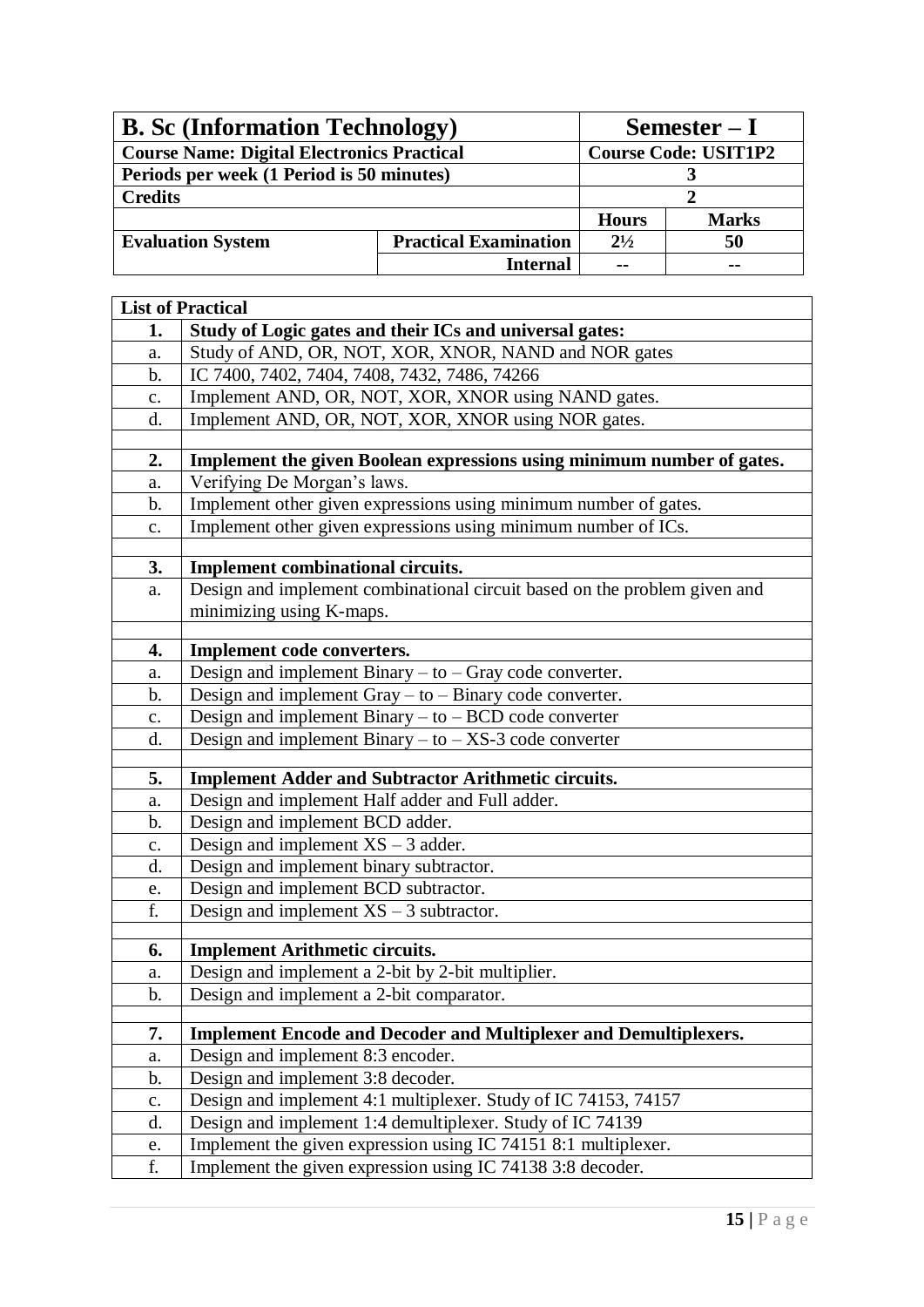| **B. Sc (Information Technology)** | | **Semester – I** | |
|---|---|---|---|
| **Course Name: Digital Electronics Practical** | | **Course Code: USIT1P2** | |
| **Periods per week (1 Period is 50 minutes)** | | **3** | |
| **Credits** | | **2** | |
| | | **Hours** | **Marks** |
| **Evaluation System** | **Practical Examination** | **2½** | **50** |
| | **Internal** | -- | -- |

| **List of Practical** | |
|---|---|
| **1.** | **Study of Logic gates and their ICs and universal gates:** |
| a. | Study of AND, OR, NOT, XOR, XNOR, NAND and NOR gates |
| b. | IC 7400, 7402, 7404, 7408, 7432, 7486, 74266 |
| c. | Implement AND, OR, NOT, XOR, XNOR using NAND gates. |
| d. | Implement AND, OR, NOT, XOR, XNOR using NOR gates. |
| | |
| **2.** | **Implement the given Boolean expressions using minimum number of gates.** |
| a. | Verifying De Morgan's laws. |
| b. | Implement other given expressions using minimum number of gates. |
| c. | Implement other given expressions using minimum number of ICs. |
| | |
| **3.** | **Implement combinational circuits.** |
| a. | Design and implement combinational circuit based on the problem given and minimizing using K-maps. |
| | |
| **4.** | **Implement code converters.** |
| a. | Design and implement Binary – to – Gray code converter. |
| b. | Design and implement Gray – to – Binary code converter. |
| c. | Design and implement Binary – to – BCD code converter |
| d. | Design and implement Binary – to – XS-3 code converter |
| | |
| **5.** | **Implement Adder and Subtractor Arithmetic circuits.** |
| a. | Design and implement Half adder and Full adder. |
| b. | Design and implement BCD adder. |
| c. | Design and implement XS – 3 adder. |
| d. | Design and implement binary subtractor. |
| e. | Design and implement BCD subtractor. |
| f. | Design and implement XS – 3 subtractor. |
| | |
| **6.** | **Implement Arithmetic circuits.** |
| a. | Design and implement a 2-bit by 2-bit multiplier. |
| b. | Design and implement a 2-bit comparator. |
| | |
| **7.** | **Implement Encode and Decoder and Multiplexer and Demultiplexers.** |
| a. | Design and implement 8:3 encoder. |
| b. | Design and implement 3:8 decoder. |
| c. | Design and implement 4:1 multiplexer. Study of IC 74153, 74157 |
| d. | Design and implement 1:4 demultiplexer. Study of IC 74139 |
| e. | Implement the given expression using IC 74151 8:1 multiplexer. |
| f. | Implement the given expression using IC 74138 3:8 decoder. |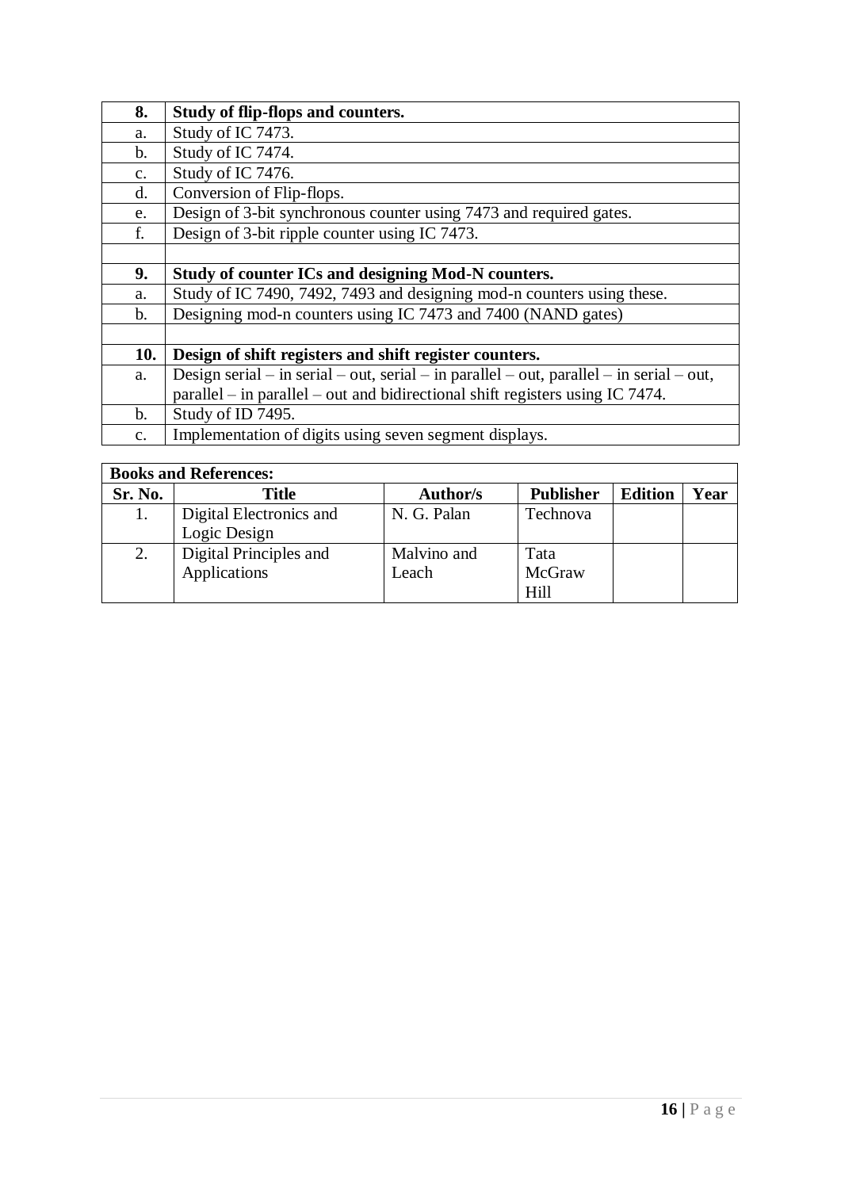| 8. | **Study of flip-flops and counters.** |
|---|---|
| a. | Study of IC 7473. |
| b. | Study of IC 7474. |
| c. | Study of IC 7476. |
| d. | Conversion of Flip-flops. |
| e. | Design of 3-bit synchronous counter using 7473 and required gates. |
| f. | Design of 3-bit ripple counter using IC 7473. |
| | |
| **9.** | **Study of counter ICs and designing Mod-N counters.** |
| a. | Study of IC 7490, 7492, 7493 and designing mod-n counters using these. |
| b. | Designing mod-n counters using IC 7473 and 7400 (NAND gates) |
| | |
| **10.** | **Design of shift registers and shift register counters.** |
| a. | Design serial – in serial – out, serial – in parallel – out, parallel – in serial – out, parallel – in parallel – out and bidirectional shift registers using IC 7474. |
| b. | Study of ID 7495. |
| c. | Implementation of digits using seven segment displays. |

**Books and References:**

| Sr. No. | Title | Author/s | Publisher | Edition | Year |
|---|---|---|---|---|---|
| 1. | Digital Electronics and Logic Design | N. G. Palan | Technova | | |
| 2. | Digital Principles and Applications | Malvino and Leach | Tata McGraw Hill | | |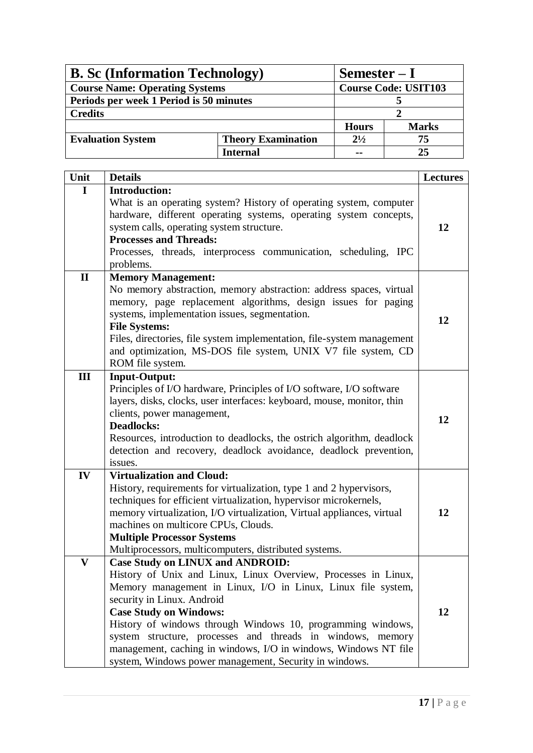| B. Sc (Information Technology) | | Semester – I | |
|---|---|---|---|
| **Course Name: Operating Systems** | | **Course Code: USIT103** | |
| **Periods per week 1 Period is 50 minutes** | | **5** | |
| **Credits** | | **2** | |
| | | **Hours** | **Marks** |
| **Evaluation System** | **Theory Examination** | **2½** | **75** |
| | **Internal** | **--** | **25** |

| Unit | Details | Lectures |
|---|---|---|
| **I** | **Introduction:** What is an operating system? History of operating system, computer hardware, different operating systems, operating system concepts, system calls, operating system structure. **Processes and Threads:** Processes, threads, interprocess communication, scheduling, IPC problems. | **12** |
| **II** | **Memory Management:** No memory abstraction, memory abstraction: address spaces, virtual memory, page replacement algorithms, design issues for paging systems, implementation issues, segmentation. **File Systems:** Files, directories, file system implementation, file-system management and optimization, MS-DOS file system, UNIX V7 file system, CD ROM file system. | **12** |
| **III** | **Input-Output:** Principles of I/O hardware, Principles of I/O software, I/O software layers, disks, clocks, user interfaces: keyboard, mouse, monitor, thin clients, power management, **Deadlocks:** Resources, introduction to deadlocks, the ostrich algorithm, deadlock detection and recovery, deadlock avoidance, deadlock prevention, issues. | **12** |
| **IV** | **Virtualization and Cloud:** History, requirements for virtualization, type 1 and 2 hypervisors, techniques for efficient virtualization, hypervisor microkernels, memory virtualization, I/O virtualization, Virtual appliances, virtual machines on multicore CPUs, Clouds. **Multiple Processor Systems** Multiprocessors, multicomputers, distributed systems. | **12** |
| **V** | **Case Study on LINUX and ANDROID:** History of Unix and Linux, Linux Overview, Processes in Linux, Memory management in Linux, I/O in Linux, Linux file system, security in Linux. Android **Case Study on Windows:** History of windows through Windows 10, programming windows, system structure, processes and threads in windows, memory management, caching in windows, I/O in windows, Windows NT file system, Windows power management, Security in windows. | **12** |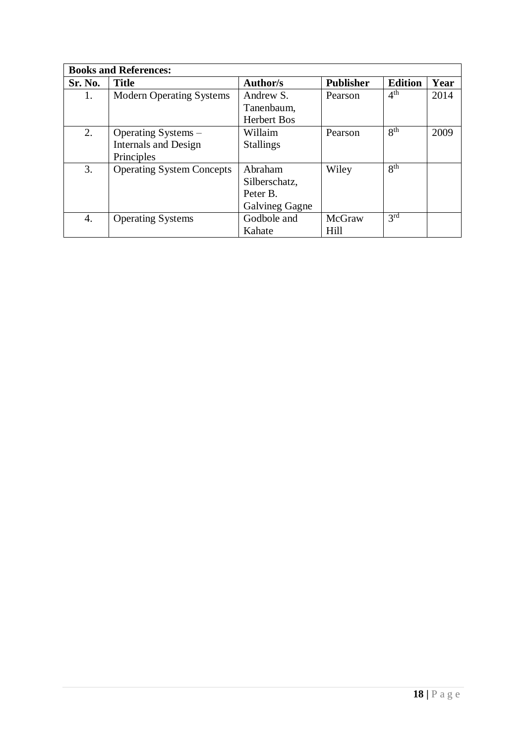| Books and References: | | | | | |
|---|---|---|---|---|---|
| **Sr. No.** | **Title** | **Author/s** | **Publisher** | **Edition** | **Year** |
| 1. | Modern Operating Systems | Andrew S. Tanenbaum, Herbert Bos | Pearson | 4th | 2014 |
| 2. | Operating Systems – Internals and Design Principles | Willaim Stallings | Pearson | 8th | 2009 |
| 3. | Operating System Concepts | Abraham Silberschatz, Peter B. Galvineg Gagne | Wiley | 8th | |
| 4. | Operating Systems | Godbole and Kahate | McGraw Hill | 3rd | |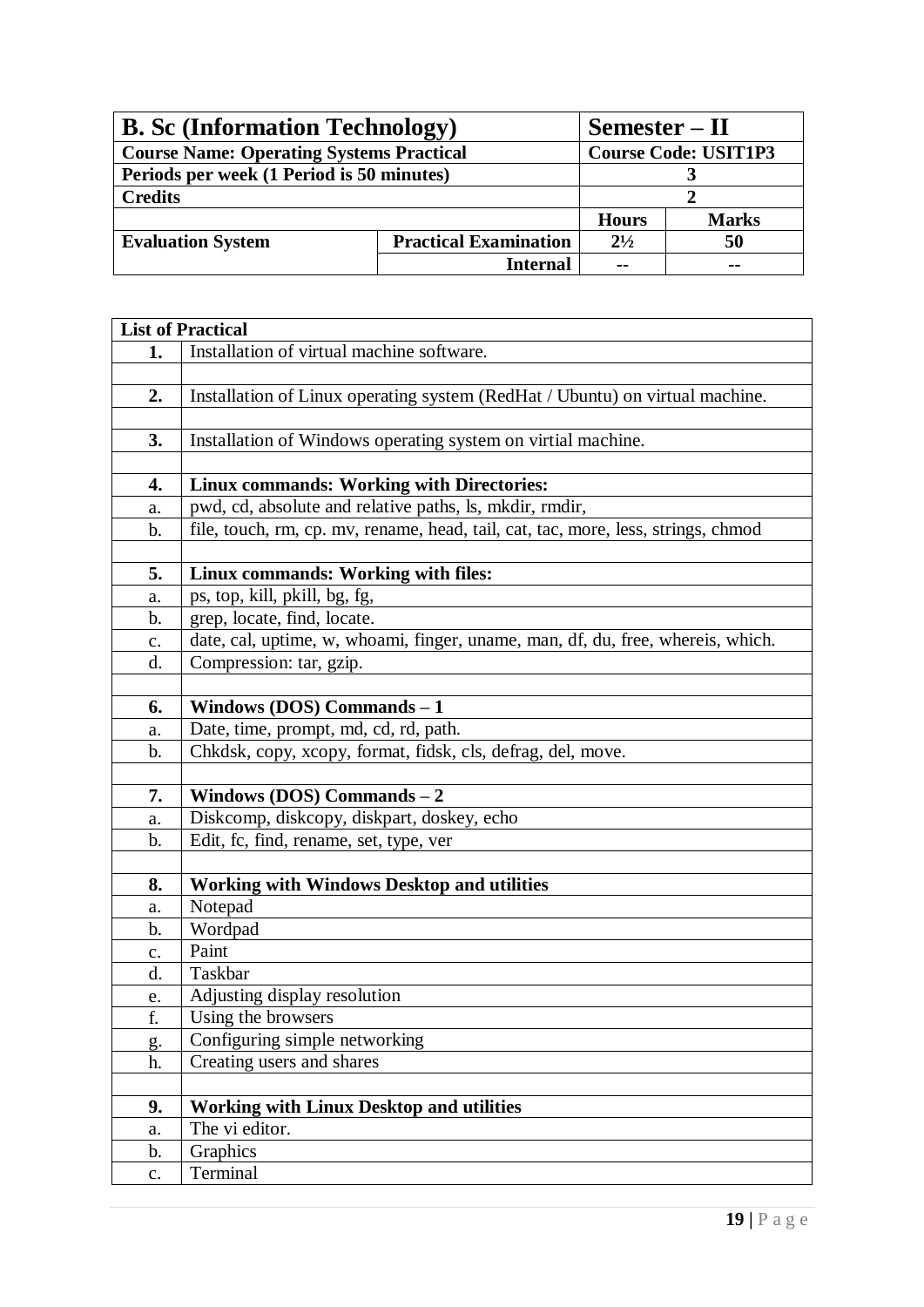| **B. Sc (Information Technology)** | | **Semester – II** | |
|---|---|---|---|
| **Course Name: Operating Systems Practical** | | **Course Code: USIT1P3** | |
| **Periods per week (1 Period is 50 minutes)** | | **3** | |
| **Credits** | | **2** | |
| | | **Hours** | **Marks** |
| **Evaluation System** | **Practical Examination** | **2½** | **50** |
| | **Internal** | **--** | **--** |

| **List of Practical** | |
|---|---|
| **1.** | Installation of virtual machine software. |
| | |
| **2.** | Installation of Linux operating system (RedHat / Ubuntu) on virtual machine. |
| | |
| **3.** | Installation of Windows operating system on virtial machine. |
| | |
| **4.** | **Linux commands: Working with Directories:** |
| a. | pwd, cd, absolute and relative paths, ls, mkdir, rmdir, |
| b. | file, touch, rm, cp. mv, rename, head, tail, cat, tac, more, less, strings, chmod |
| | |
| **5.** | **Linux commands: Working with files:** |
| a. | ps, top, kill, pkill, bg, fg, |
| b. | grep, locate, find, locate. |
| c. | date, cal, uptime, w, whoami, finger, uname, man, df, du, free, whereis, which. |
| d. | Compression: tar, gzip. |
| | |
| **6.** | **Windows (DOS) Commands – 1** |
| a. | Date, time, prompt, md, cd, rd, path. |
| b. | Chkdsk, copy, xcopy, format, fidsk, cls, defrag, del, move. |
| | |
| **7.** | **Windows (DOS) Commands – 2** |
| a. | Diskcomp, diskcopy, diskpart, doskey, echo |
| b. | Edit, fc, find, rename, set, type, ver |
| | |
| **8.** | **Working with Windows Desktop and utilities** |
| a. | Notepad |
| b. | Wordpad |
| c. | Paint |
| d. | Taskbar |
| e. | Adjusting display resolution |
| f. | Using the browsers |
| g. | Configuring simple networking |
| h. | Creating users and shares |
| | |
| **9.** | **Working with Linux Desktop and utilities** |
| a. | The vi editor. |
| b. | Graphics |
| c. | Terminal |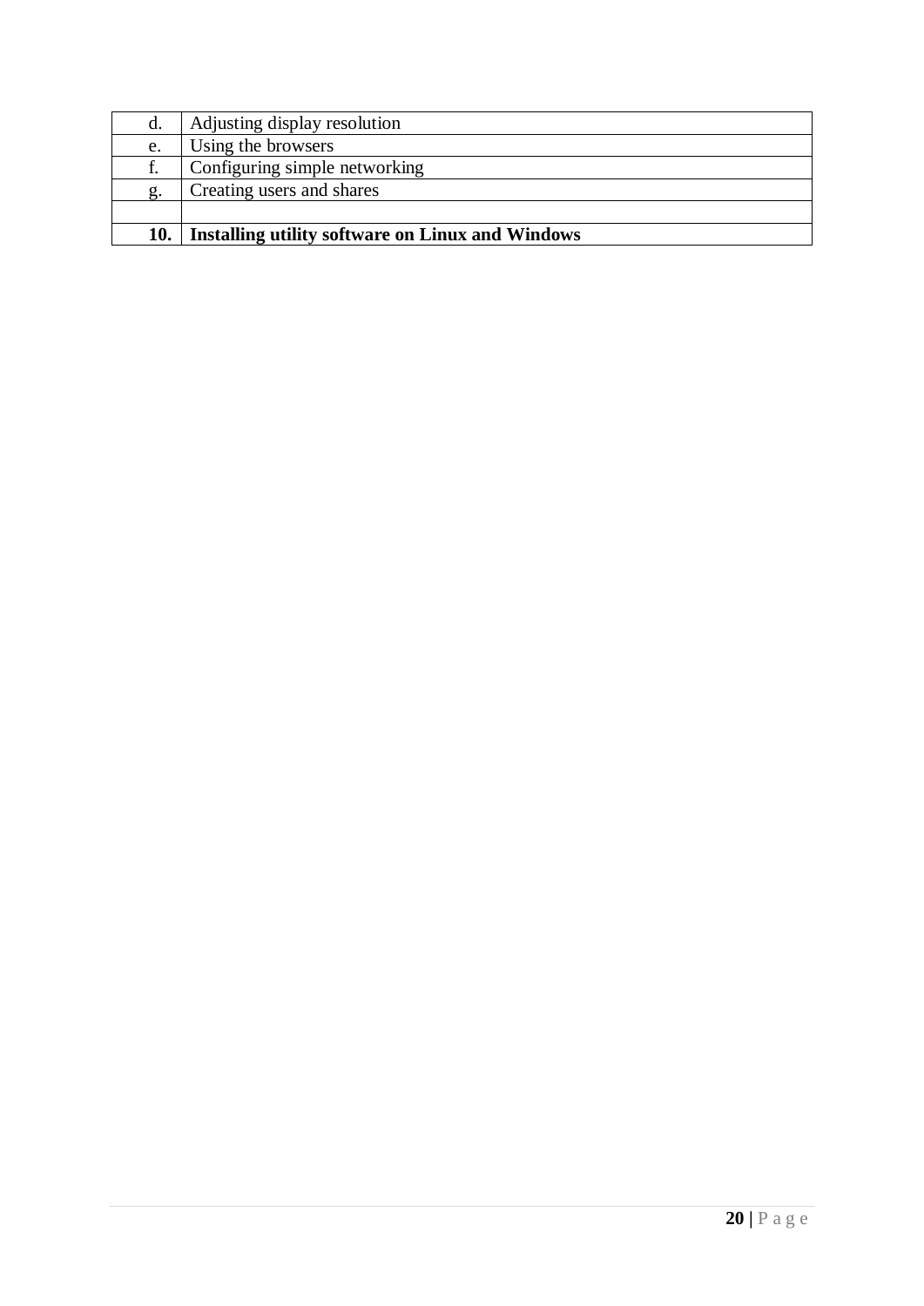| d. | Adjusting display resolution |
| --- | --- |
| e. | Using the browsers |
| f. | Configuring simple networking |
| g. | Creating users and shares |
| | |
| **10.** | **Installing utility software on Linux and Windows** |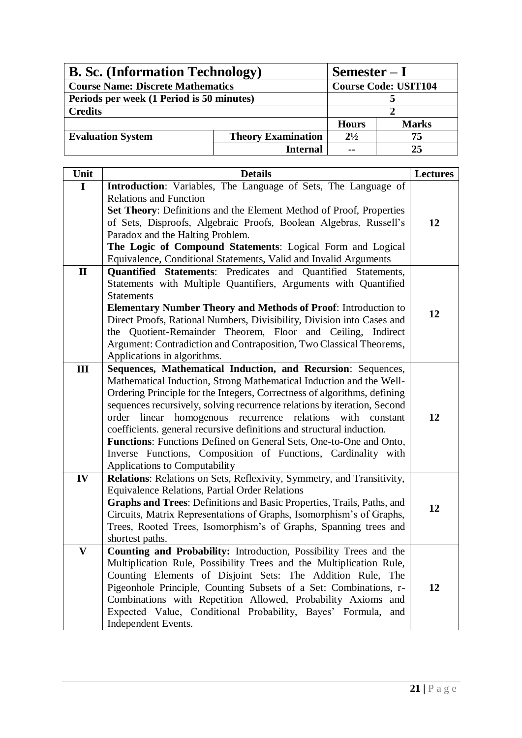| B. Sc. (Information Technology) | | Semester – I | |
|---|---|---|---|
| **Course Name: Discrete Mathematics** | | **Course Code: USIT104** | |
| **Periods per week (1 Period is 50 minutes)** | | 5 | |
| **Credits** | | 2 | |
| | | **Hours** | **Marks** |
| **Evaluation System** | **Theory Examination** | 2½ | 75 |
| | **Internal** | -- | 25 |

| Unit | Details | Lectures |
|---|---|---|
| I | **Introduction**: Variables, The Language of Sets, The Language of Relations and Function<br>**Set Theory**: Definitions and the Element Method of Proof, Properties of Sets, Disproofs, Algebraic Proofs, Boolean Algebras, Russell's Paradox and the Halting Problem.<br>**The Logic of Compound Statements**: Logical Form and Logical Equivalence, Conditional Statements, Valid and Invalid Arguments | 12 |
| II | **Quantified Statements**: Predicates and Quantified Statements, Statements with Multiple Quantifiers, Arguments with Quantified Statements<br>**Elementary Number Theory and Methods of Proof**: Introduction to Direct Proofs, Rational Numbers, Divisibility, Division into Cases and the Quotient-Remainder Theorem, Floor and Ceiling, Indirect Argument: Contradiction and Contraposition, Two Classical Theorems, Applications in algorithms. | 12 |
| III | **Sequences, Mathematical Induction, and Recursion**: Sequences, Mathematical Induction, Strong Mathematical Induction and the Well-Ordering Principle for the Integers, Correctness of algorithms, defining sequences recursively, solving recurrence relations by iteration, Second order linear homogenous recurrence relations with constant coefficients. general recursive definitions and structural induction.<br>**Functions**: Functions Defined on General Sets, One-to-One and Onto, Inverse Functions, Composition of Functions, Cardinality with Applications to Computability | 12 |
| IV | **Relations**: Relations on Sets, Reflexivity, Symmetry, and Transitivity, Equivalence Relations, Partial Order Relations<br>**Graphs and Trees**: Definitions and Basic Properties, Trails, Paths, and Circuits, Matrix Representations of Graphs, Isomorphism's of Graphs, Trees, Rooted Trees, Isomorphism's of Graphs, Spanning trees and shortest paths. | 12 |
| V | **Counting and Probability:** Introduction, Possibility Trees and the Multiplication Rule, Possibility Trees and the Multiplication Rule, Counting Elements of Disjoint Sets: The Addition Rule, The Pigeonhole Principle, Counting Subsets of a Set: Combinations, r-Combinations with Repetition Allowed, Probability Axioms and Expected Value, Conditional Probability, Bayes' Formula, and Independent Events. | 12 |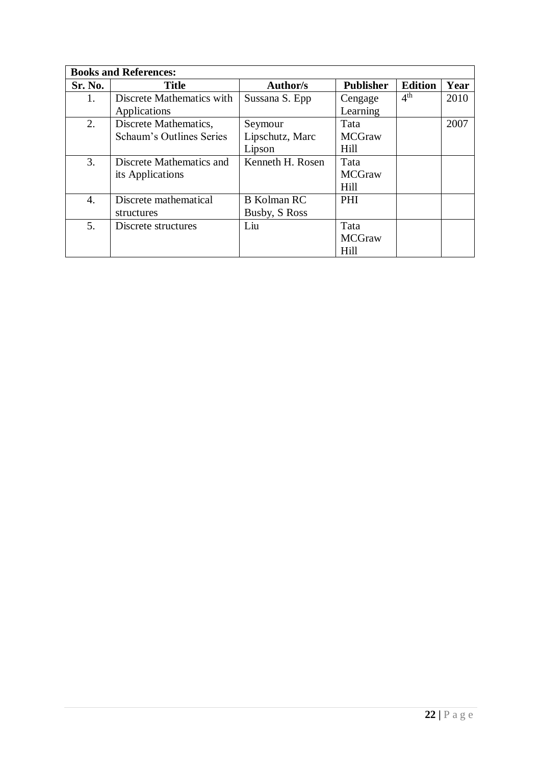**Books and References:**

| Sr. No. | Title | Author/s | Publisher | Edition | Year |
|---|---|---|---|---|---|
| 1. | Discrete Mathematics with Applications | Sussana S. Epp | Cengage Learning | $4^{th}$ | 2010 |
| 2. | Discrete Mathematics, Schaum's Outlines Series | Seymour Lipschutz, Marc Lipson | Tata MCGraw Hill | | 2007 |
| 3. | Discrete Mathematics and its Applications | Kenneth H. Rosen | Tata MCGraw Hill | | |
| 4. | Discrete mathematical structures | B Kolman RC Busby, S Ross | PHI | | |
| 5. | Discrete structures | Liu | Tata MCGraw Hill | | |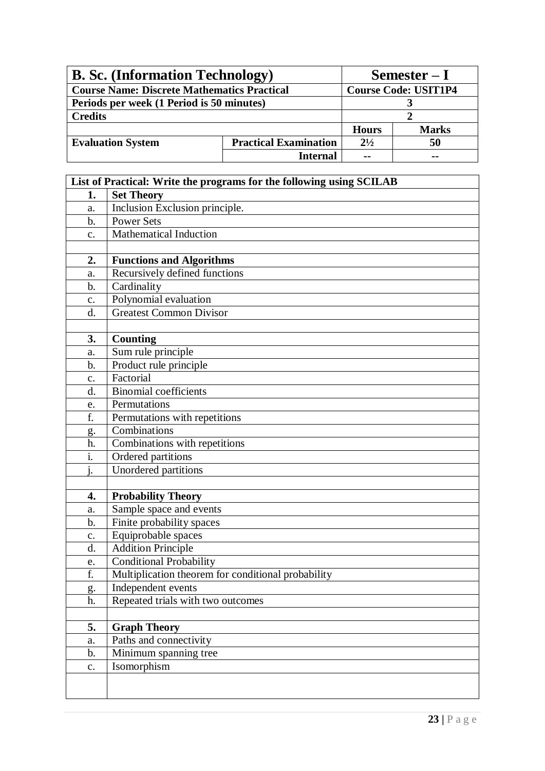| **B. Sc. (Information Technology)** | | **Semester – I** | |
|---|---|---|---|
| **Course Name: Discrete Mathematics Practical** | | **Course Code: USIT1P4** | |
| **Periods per week (1 Period is 50 minutes)** | | **3** | |
| **Credits** | | **2** | |
| | | **Hours** | **Marks** |
| **Evaluation System** | **Practical Examination** | **2½** | **50** |
| | **Internal** | **--** | **--** |

| **List of Practical: Write the programs for the following using SCILAB** | |
|---|---|
| **1.** | **Set Theory** |
| a. | Inclusion Exclusion principle. |
| b. | Power Sets |
| c. | Mathematical Induction |
| | |
| **2.** | **Functions and Algorithms** |
| a. | Recursively defined functions |
| b. | Cardinality |
| c. | Polynomial evaluation |
| d. | Greatest Common Divisor |
| | |
| **3.** | **Counting** |
| a. | Sum rule principle |
| b. | Product rule principle |
| c. | Factorial |
| d. | Binomial coefficients |
| e. | Permutations |
| f. | Permutations with repetitions |
| g. | Combinations |
| h. | Combinations with repetitions |
| i. | Ordered partitions |
| j. | Unordered partitions |
| | |
| **4.** | **Probability Theory** |
| a. | Sample space and events |
| b. | Finite probability spaces |
| c. | Equiprobable spaces |
| d. | Addition Principle |
| e. | Conditional Probability |
| f. | Multiplication theorem for conditional probability |
| g. | Independent events |
| h. | Repeated trials with two outcomes |
| | |
| **5.** | **Graph Theory** |
| a. | Paths and connectivity |
| b. | Minimum spanning tree |
| c. | Isomorphism |
| | |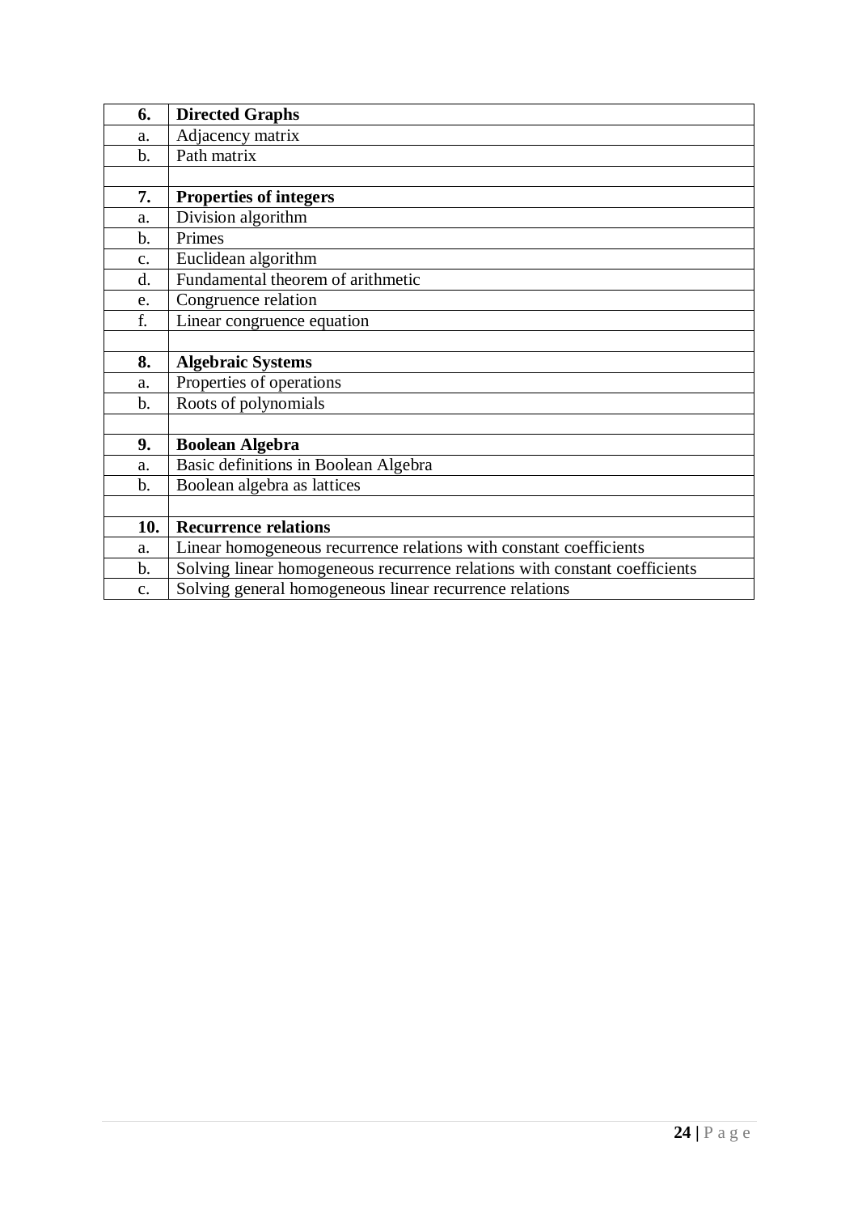| | |
|---|---|
| **6.** | **Directed Graphs** |
| a. | Adjacency matrix |
| b. | Path matrix |
| | |
| **7.** | **Properties of integers** |
| a. | Division algorithm |
| b. | Primes |
| c. | Euclidean algorithm |
| d. | Fundamental theorem of arithmetic |
| e. | Congruence relation |
| f. | Linear congruence equation |
| | |
| **8.** | **Algebraic Systems** |
| a. | Properties of operations |
| b. | Roots of polynomials |
| | |
| **9.** | **Boolean Algebra** |
| a. | Basic definitions in Boolean Algebra |
| b. | Boolean algebra as lattices |
| | |
| **10.** | **Recurrence relations** |
| a. | Linear homogeneous recurrence relations with constant coefficients |
| b. | Solving linear homogeneous recurrence relations with constant coefficients |
| c. | Solving general homogeneous linear recurrence relations |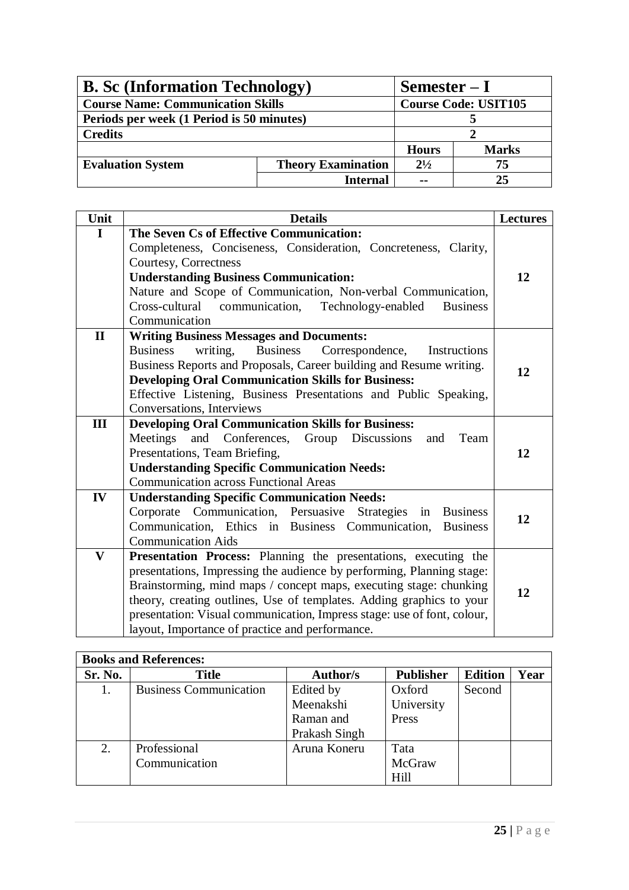| B. Sc (Information Technology) | | Semester – I | |
|---|---|---|---|
| **Course Name: Communication Skills** | | **Course Code: USIT105** | |
| **Periods per week (1 Period is 50 minutes)** | | 5 | |
| **Credits** | | 2 | |
| | | **Hours** | **Marks** |
| **Evaluation System** | **Theory Examination** | 2½ | 75 |
| | **Internal** | -- | 25 |

| Unit | Details | Lectures |
|---|---|---|
| I | **The Seven Cs of Effective Communication:** Completeness, Conciseness, Consideration, Concreteness, Clarity, Courtesy, Correctness **Understanding Business Communication:** Nature and Scope of Communication, Non-verbal Communication, Cross-cultural communication, Technology-enabled Business Communication | 12 |
| II | **Writing Business Messages and Documents:** Business writing, Business Correspondence, Instructions Business Reports and Proposals, Career building and Resume writing. **Developing Oral Communication Skills for Business:** Effective Listening, Business Presentations and Public Speaking, Conversations, Interviews | 12 |
| III | **Developing Oral Communication Skills for Business:** Meetings and Conferences, Group Discussions and Team Presentations, Team Briefing, **Understanding Specific Communication Needs:** Communication across Functional Areas | 12 |
| IV | **Understanding Specific Communication Needs:** Corporate Communication, Persuasive Strategies in Business Communication, Ethics in Business Communication, Business Communication Aids | 12 |
| V | **Presentation Process:** Planning the presentations, executing the presentations, Impressing the audience by performing, Planning stage: Brainstorming, mind maps / concept maps, executing stage: chunking theory, creating outlines, Use of templates. Adding graphics to your presentation: Visual communication, Impress stage: use of font, colour, layout, Importance of practice and performance. | 12 |

**Books and References:**

| Sr. No. | Title | Author/s | Publisher | Edition | Year |
|---|---|---|---|---|---|
| 1. | Business Communication | Edited by Meenakshi Raman and Prakash Singh | Oxford University Press | Second | |
| 2. | Professional Communication | Aruna Koneru | Tata McGraw Hill | | |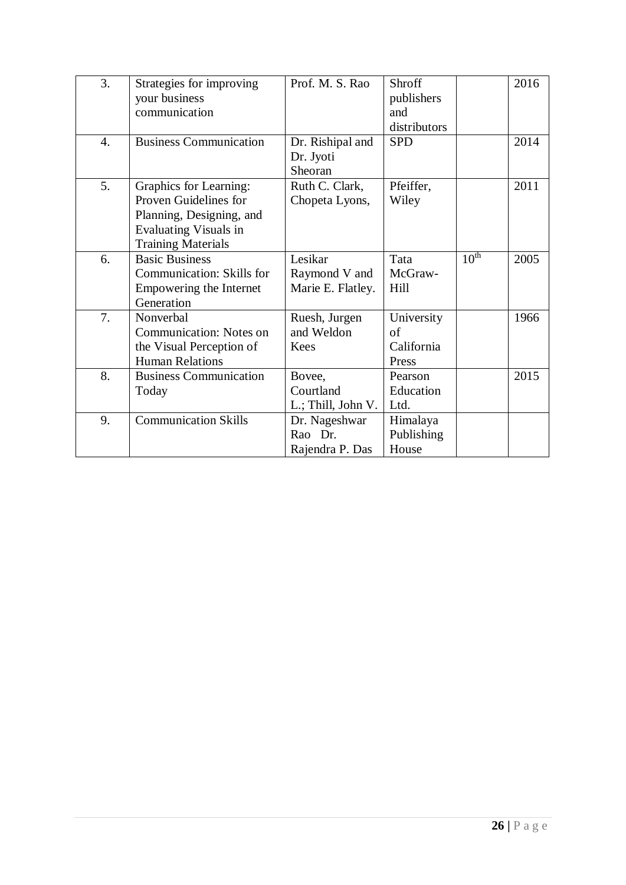| 3. | Strategies for improving your business communication | Prof. M. S. Rao | Shroff publishers and distributors | | 2016 |
|---|---|---|---|---|---|
| 4. | Business Communication | Dr. Rishipal and Dr. Jyoti Sheoran | SPD | | 2014 |
| 5. | Graphics for Learning: Proven Guidelines for Planning, Designing, and Evaluating Visuals in Training Materials | Ruth C. Clark, Chopeta Lyons, | Pfeiffer, Wiley | | 2011 |
| 6. | Basic Business Communication: Skills for Empowering the Internet Generation | Lesikar Raymond V and Marie E. Flatley. | Tata McGraw-Hill | 10th | 2005 |
| 7. | Nonverbal Communication: Notes on the Visual Perception of Human Relations | Ruesh, Jurgen and Weldon Kees | University of California Press | | 1966 |
| 8. | Business Communication Today | Bovee, Courtland L.; Thill, John V. | Pearson Education Ltd. | | 2015 |
| 9. | Communication Skills | Dr. Nageshwar Rao Dr. Rajendra P. Das | Himalaya Publishing House | | |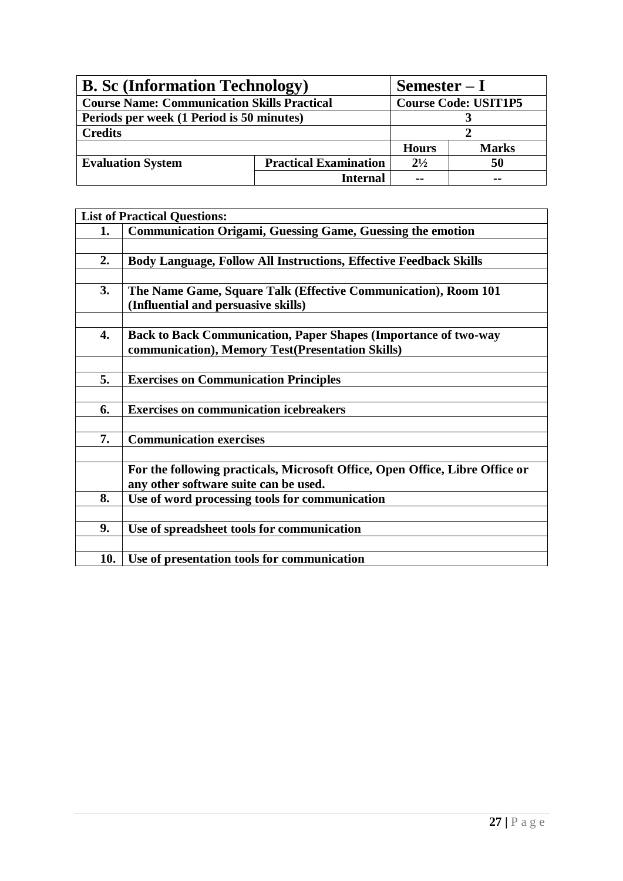| **B. Sc (Information Technology)** | | **Semester – I** | |
|---|---|---|---|
| **Course Name: Communication Skills Practical** | | **Course Code: USIT1P5** | |
| **Periods per week (1 Period is 50 minutes)** | | **3** | |
| **Credits** | | **2** | |
| | | **Hours** | **Marks** |
| **Evaluation System** | **Practical Examination** | **2½** | **50** |
| | **Internal** | **--** | **--** |

| **List of Practical Questions:** | |
|---|---|
| **1.** | **Communication Origami, Guessing Game, Guessing the emotion** |
| | |
| **2.** | **Body Language, Follow All Instructions, Effective Feedback Skills** |
| | |
| **3.** | **The Name Game, Square Talk (Effective Communication), Room 101 (Influential and persuasive skills)** |
| | |
| **4.** | **Back to Back Communication, Paper Shapes (Importance of two-way communication), Memory Test(Presentation Skills)** |
| | |
| **5.** | **Exercises on Communication Principles** |
| | |
| **6.** | **Exercises on communication icebreakers** |
| | |
| **7.** | **Communication exercises** |
| | |
| | **For the following practicals, Microsoft Office, Open Office, Libre Office or any other software suite can be used.** |
| **8.** | **Use of word processing tools for communication** |
| | |
| **9.** | **Use of spreadsheet tools for communication** |
| | |
| **10.** | **Use of presentation tools for communication** |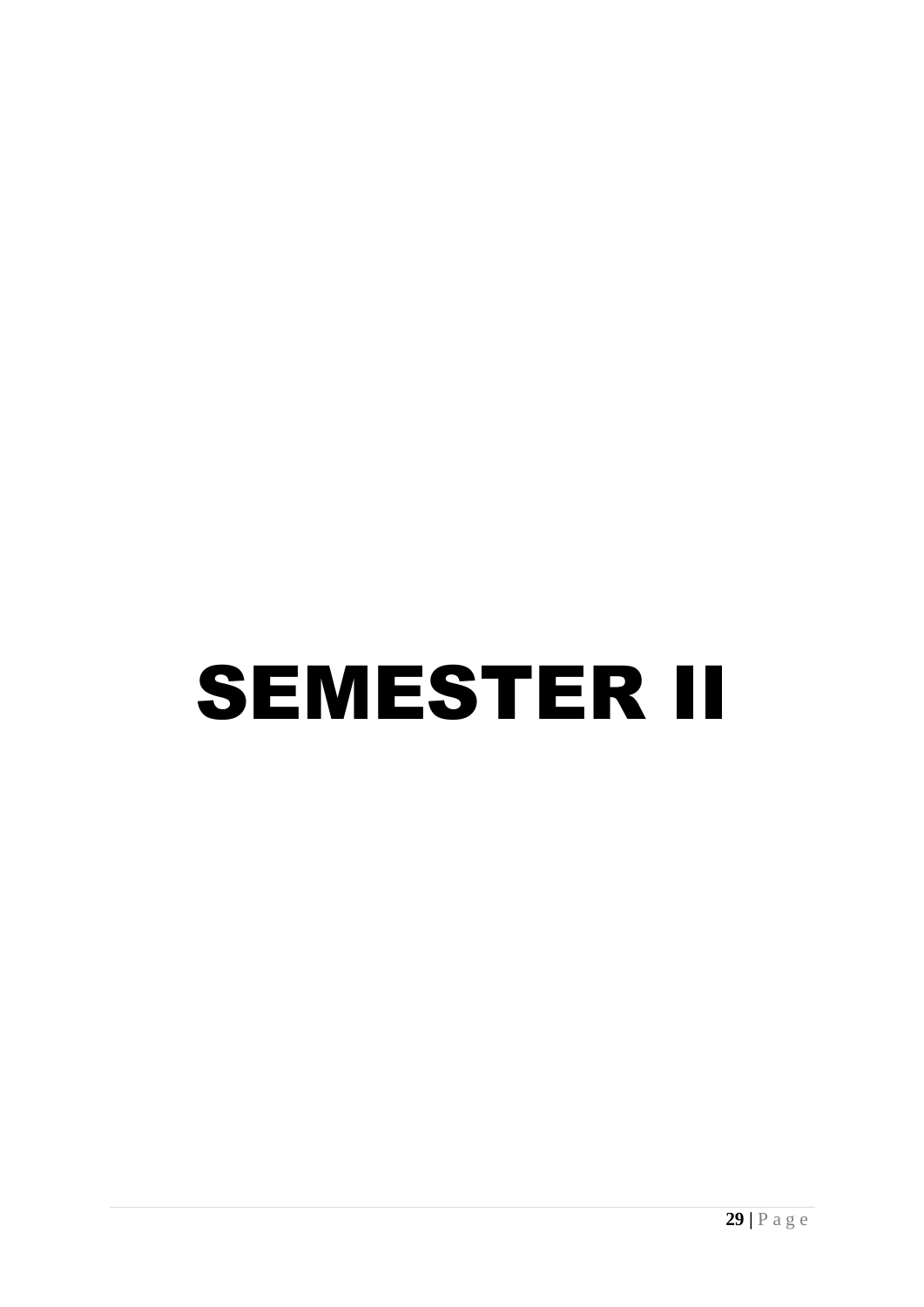# SEMESTER II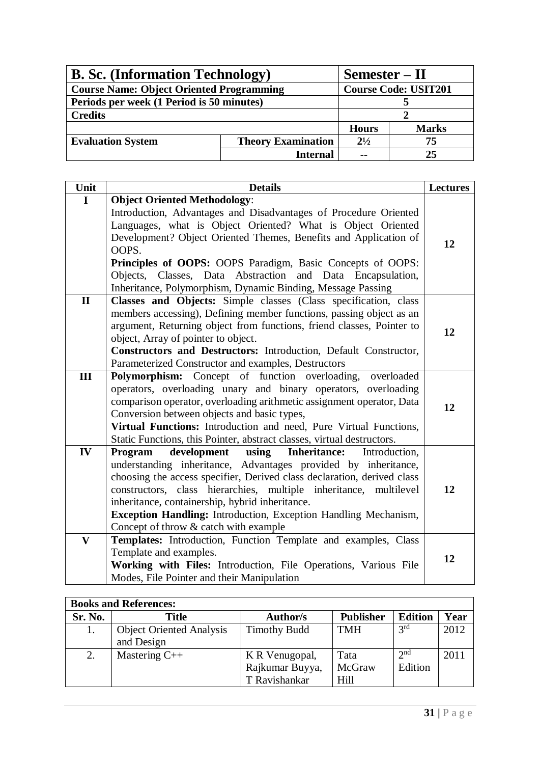| **B. Sc. (Information Technology)** | | **Semester – II** | |
|---|---|---|---|
| **Course Name: Object Oriented Programming** | | **Course Code: USIT201** | |
| **Periods per week (1 Period is 50 minutes)** | | **5** | |
| **Credits** | | **2** | |
| | | **Hours** | **Marks** |
| **Evaluation System** | **Theory Examination** | **2½** | **75** |
| | **Internal** | **--** | **25** |

| Unit | Details | Lectures |
|---|---|---|
| **I** | **Object Oriented Methodology**: Introduction, Advantages and Disadvantages of Procedure Oriented Languages, what is Object Oriented? What is Object Oriented Development? Object Oriented Themes, Benefits and Application of OOPS. **Principles of OOPS:** OOPS Paradigm, Basic Concepts of OOPS: Objects, Classes, Data Abstraction and Data Encapsulation, Inheritance, Polymorphism, Dynamic Binding, Message Passing | **12** |
| **II** | **Classes and Objects:** Simple classes (Class specification, class members accessing), Defining member functions, passing object as an argument, Returning object from functions, friend classes, Pointer to object, Array of pointer to object. **Constructors and Destructors:** Introduction, Default Constructor, Parameterized Constructor and examples, Destructors | **12** |
| **III** | **Polymorphism:** Concept of function overloading, overloaded operators, overloading unary and binary operators, overloading comparison operator, overloading arithmetic assignment operator, Data Conversion between objects and basic types, **Virtual Functions:** Introduction and need, Pure Virtual Functions, Static Functions, this Pointer, abstract classes, virtual destructors. | **12** |
| **IV** | **Program development using Inheritance:** Introduction, understanding inheritance, Advantages provided by inheritance, choosing the access specifier, Derived class declaration, derived class constructors, class hierarchies, multiple inheritance, multilevel inheritance, containership, hybrid inheritance. **Exception Handling:** Introduction, Exception Handling Mechanism, Concept of throw & catch with example | **12** |
| **V** | **Templates:** Introduction, Function Template and examples, Class Template and examples. **Working with Files:** Introduction, File Operations, Various File Modes, File Pointer and their Manipulation | **12** |

| **Books and References:** | | | | | |
|---|---|---|---|---|---|
| **Sr. No.** | **Title** | **Author/s** | **Publisher** | **Edition** | **Year** |
| 1. | Object Oriented Analysis and Design | Timothy Budd | TMH | 3rd | 2012 |
| 2. | Mastering C++ | K R Venugopal, Rajkumar Buyya, T Ravishankar | Tata McGraw Hill | 2nd Edition | 2011 |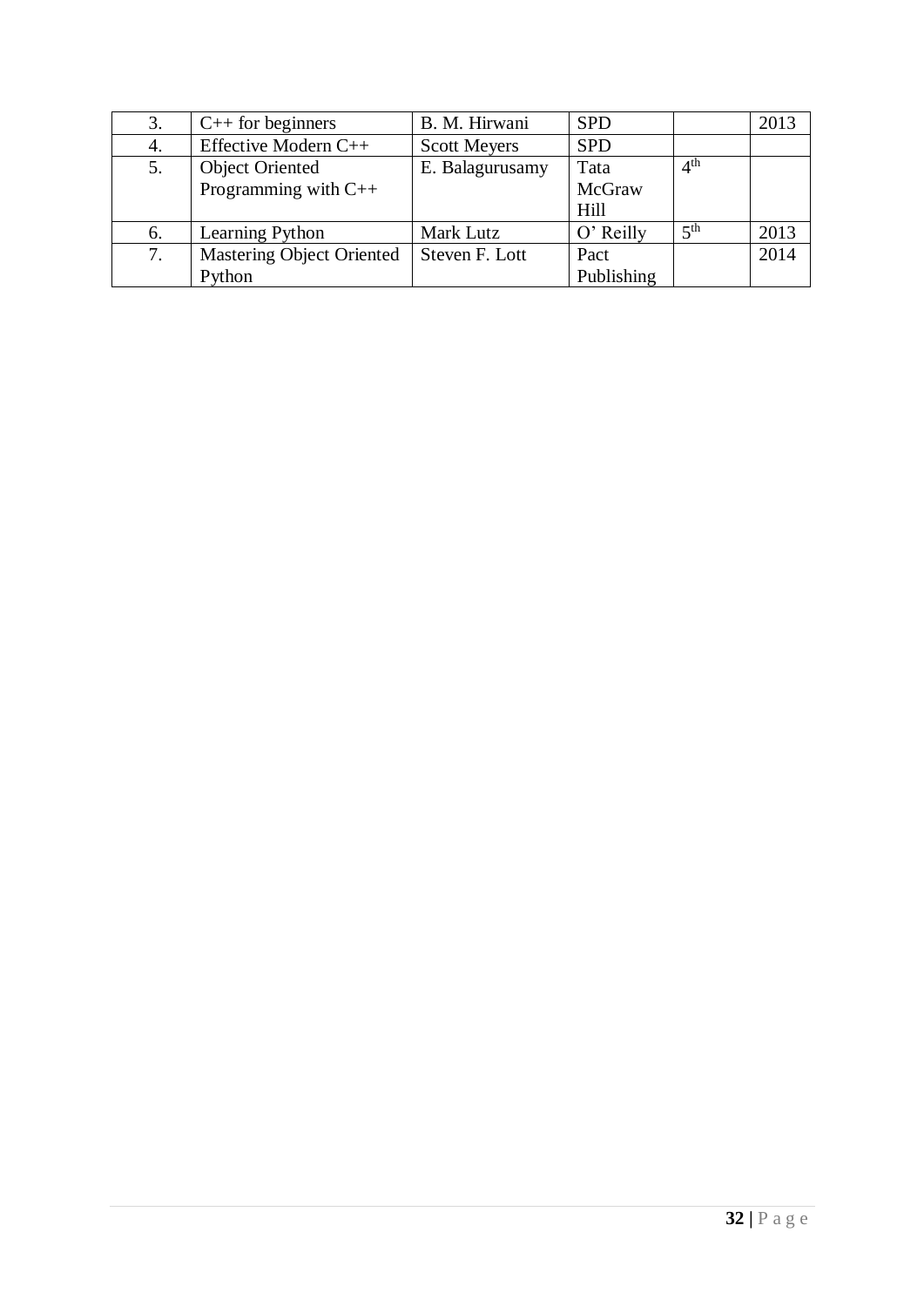| | | | | | |
|---|---|---|---|---|---|
| 3. | C++ for beginners | B. M. Hirwani | SPD | | 2013 |
| 4. | Effective Modern C++ | Scott Meyers | SPD | | |
| 5. | Object Oriented Programming with C++ | E. Balagurusamy | Tata McGraw Hill | 4th | |
| 6. | Learning Python | Mark Lutz | O' Reilly | 5th | 2013 |
| 7. | Mastering Object Oriented Python | Steven F. Lott | Pact Publishing | | 2014 |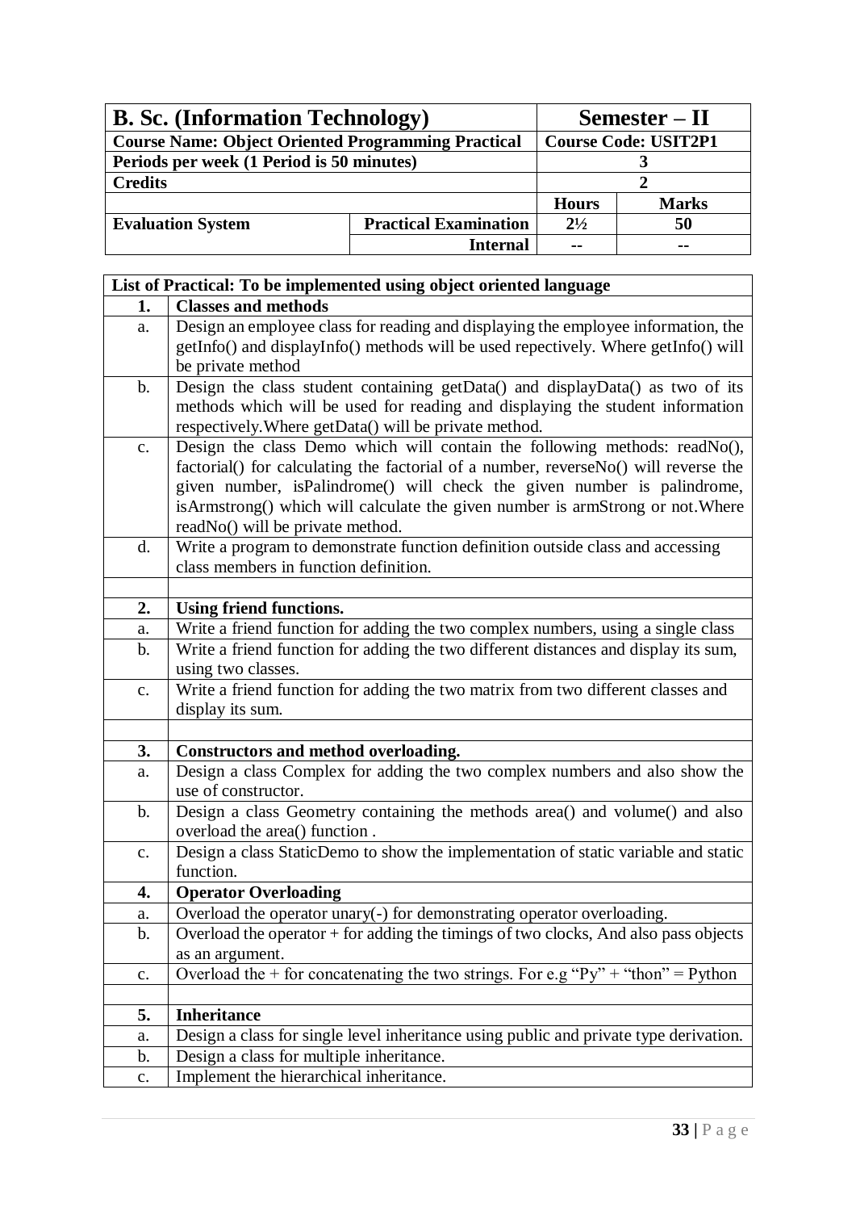| B. Sc. (Information Technology) | | Semester – II | |
|---|---|---|---|
| **Course Name: Object Oriented Programming Practical** | | **Course Code: USIT2P1** | |
| **Periods per week (1 Period is 50 minutes)** | | 3 | |
| **Credits** | | 2 | |
| | | **Hours** | **Marks** |
| **Evaluation System** | **Practical Examination** | 2½ | 50 |
| | **Internal** | -- | -- |

| List of Practical: To be implemented using object oriented language | |
|---|---|
| **1.** | **Classes and methods** |
| a. | Design an employee class for reading and displaying the employee information, the getInfo() and displayInfo() methods will be used repectively. Where getInfo() will be private method |
| b. | Design the class student containing getData() and displayData() as two of its methods which will be used for reading and displaying the student information respectively.Where getData() will be private method. |
| c. | Design the class Demo which will contain the following methods: readNo(), factorial() for calculating the factorial of a number, reverseNo() will reverse the given number, isPalindrome() will check the given number is palindrome, isArmstrong() which will calculate the given number is armStrong or not.Where readNo() will be private method. |
| d. | Write a program to demonstrate function definition outside class and accessing class members in function definition. |
| | |
| **2.** | **Using friend functions.** |
| a. | Write a friend function for adding the two complex numbers, using a single class |
| b. | Write a friend function for adding the two different distances and display its sum, using two classes. |
| c. | Write a friend function for adding the two matrix from two different classes and display its sum. |
| | |
| **3.** | **Constructors and method overloading.** |
| a. | Design a class Complex for adding the two complex numbers and also show the use of constructor. |
| b. | Design a class Geometry containing the methods area() and volume() and also overload the area() function . |
| c. | Design a class StaticDemo to show the implementation of static variable and static function. |
| **4.** | **Operator Overloading** |
| a. | Overload the operator unary(-) for demonstrating operator overloading. |
| b. | Overload the operator + for adding the timings of two clocks, And also pass objects as an argument. |
| c. | Overload the + for concatenating the two strings. For e.g "Py" + "thon" = Python |
| | |
| **5.** | **Inheritance** |
| a. | Design a class for single level inheritance using public and private type derivation. |
| b. | Design a class for multiple inheritance. |
| c. | Implement the hierarchical inheritance. |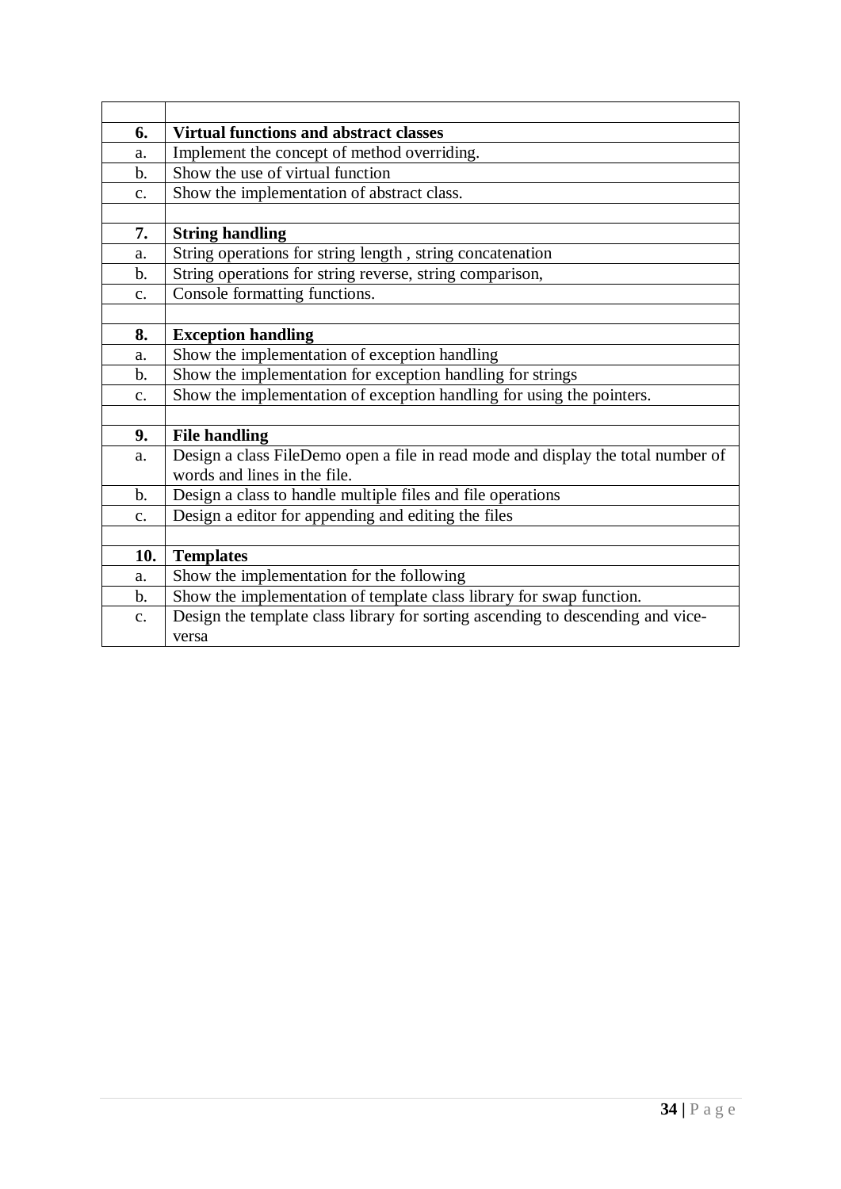| | |
|---|---|
| **6.** | **Virtual functions and abstract classes** |
| a. | Implement the concept of method overriding. |
| b. | Show the use of virtual function |
| c. | Show the implementation of abstract class. |
| | |
| **7.** | **String handling** |
| a. | String operations for string length , string concatenation |
| b. | String operations for string reverse, string comparison, |
| c. | Console formatting functions. |
| | |
| **8.** | **Exception handling** |
| a. | Show the implementation of exception handling |
| b. | Show the implementation for exception handling for strings |
| c. | Show the implementation of exception handling for using the pointers. |
| | |
| **9.** | **File handling** |
| a. | Design a class FileDemo open a file in read mode and display the total number of words and lines in the file. |
| b. | Design a class to handle multiple files and file operations |
| c. | Design a editor for appending and editing the files |
| | |
| **10.** | **Templates** |
| a. | Show the implementation for the following |
| b. | Show the implementation of template class library for swap function. |
| c. | Design the template class library for sorting ascending to descending and vice-versa |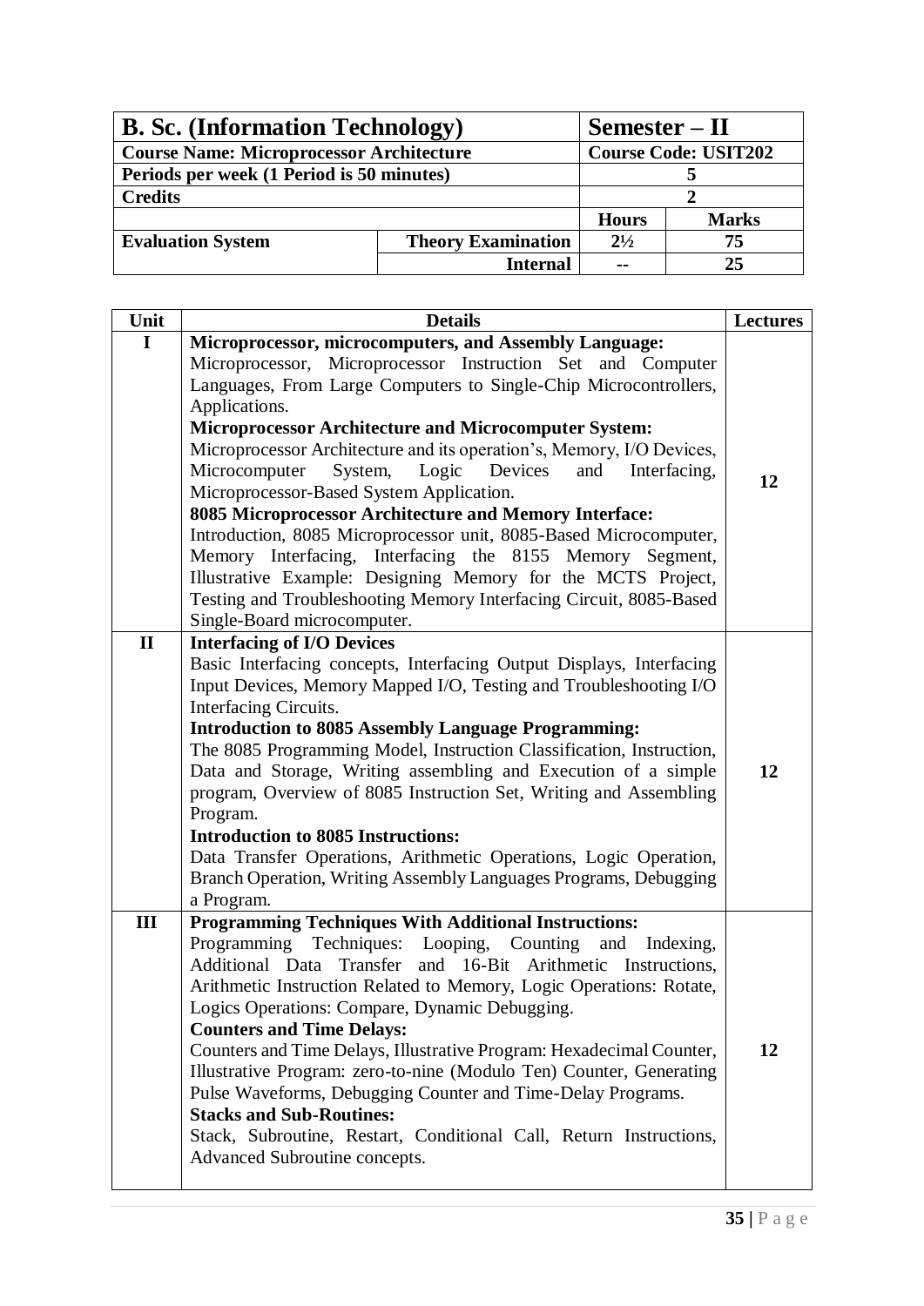| **B. Sc. (Information Technology)** | | **Semester – II** | |
|---|---|---|---|
| **Course Name: Microprocessor Architecture** | | **Course Code: USIT202** | |
| **Periods per week (1 Period is 50 minutes)** | | **5** | |
| **Credits** | | **2** | |
| | | **Hours** | **Marks** |
| **Evaluation System** | **Theory Examination** | **2½** | **75** |
| | **Internal** | **--** | **25** |

| Unit | Details | Lectures |
|---|---|---|
| **I** | **Microprocessor, microcomputers, and Assembly Language:** Microprocessor, Microprocessor Instruction Set and Computer Languages, From Large Computers to Single-Chip Microcontrollers, Applications. **Microprocessor Architecture and Microcomputer System:** Microprocessor Architecture and its operation's, Memory, I/O Devices, Microcomputer System, Logic Devices and Interfacing, Microprocessor-Based System Application. **8085 Microprocessor Architecture and Memory Interface:** Introduction, 8085 Microprocessor unit, 8085-Based Microcomputer, Memory Interfacing, Interfacing the 8155 Memory Segment, Illustrative Example: Designing Memory for the MCTS Project, Testing and Troubleshooting Memory Interfacing Circuit, 8085-Based Single-Board microcomputer. | **12** |
| **II** | **Interfacing of I/O Devices** Basic Interfacing concepts, Interfacing Output Displays, Interfacing Input Devices, Memory Mapped I/O, Testing and Troubleshooting I/O Interfacing Circuits. **Introduction to 8085 Assembly Language Programming:** The 8085 Programming Model, Instruction Classification, Instruction, Data and Storage, Writing assembling and Execution of a simple program, Overview of 8085 Instruction Set, Writing and Assembling Program. **Introduction to 8085 Instructions:** Data Transfer Operations, Arithmetic Operations, Logic Operation, Branch Operation, Writing Assembly Languages Programs, Debugging a Program. | **12** |
| **III** | **Programming Techniques With Additional Instructions:** Programming Techniques: Looping, Counting and Indexing, Additional Data Transfer and 16-Bit Arithmetic Instructions, Arithmetic Instruction Related to Memory, Logic Operations: Rotate, Logics Operations: Compare, Dynamic Debugging. **Counters and Time Delays:** Counters and Time Delays, Illustrative Program: Hexadecimal Counter, Illustrative Program: zero-to-nine (Modulo Ten) Counter, Generating Pulse Waveforms, Debugging Counter and Time-Delay Programs. **Stacks and Sub-Routines:** Stack, Subroutine, Restart, Conditional Call, Return Instructions, Advanced Subroutine concepts. | **12** |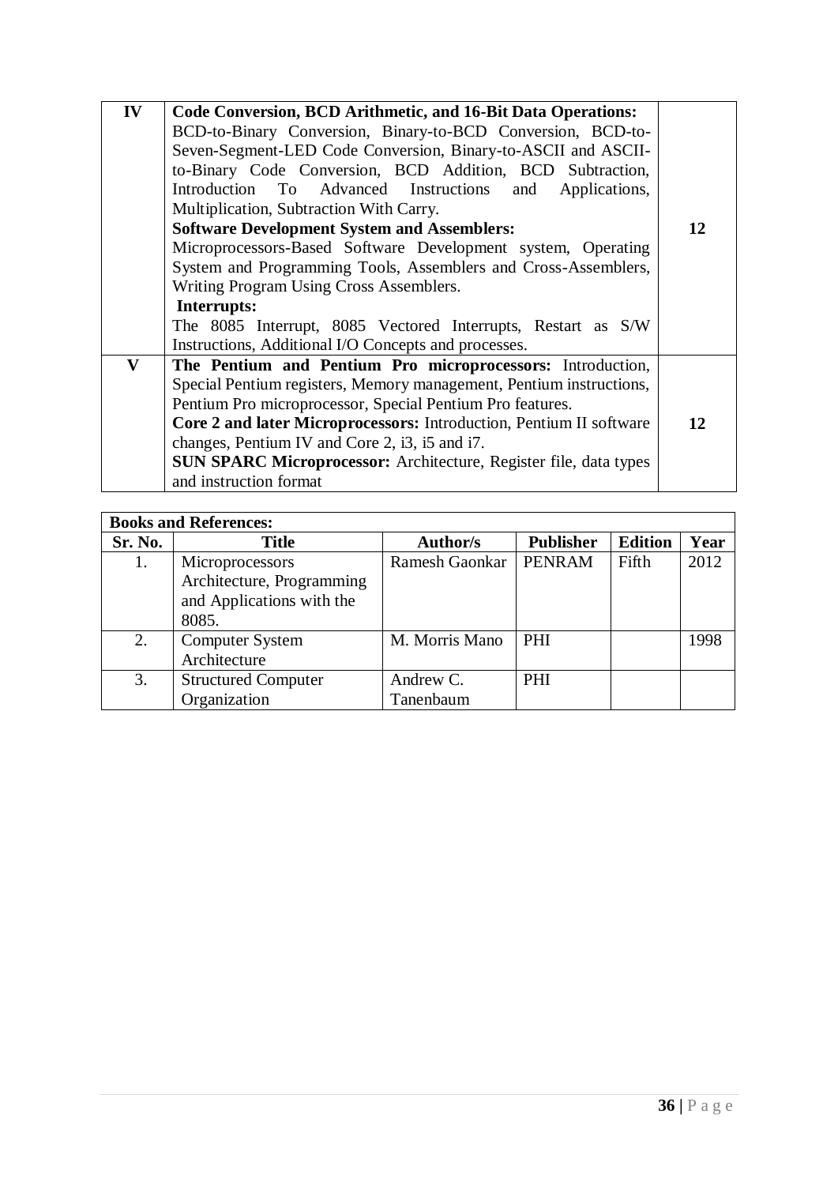| IV | **Code Conversion, BCD Arithmetic, and 16-Bit Data Operations:** BCD-to-Binary Conversion, Binary-to-BCD Conversion, BCD-to-Seven-Segment-LED Code Conversion, Binary-to-ASCII and ASCII-to-Binary Code Conversion, BCD Addition, BCD Subtraction, Introduction To Advanced Instructions and Applications, Multiplication, Subtraction With Carry.<br>**Software Development System and Assemblers:** Microprocessors-Based Software Development system, Operating System and Programming Tools, Assemblers and Cross-Assemblers, Writing Program Using Cross Assemblers.<br>**Interrupts:** The 8085 Interrupt, 8085 Vectored Interrupts, Restart as S/W Instructions, Additional I/O Concepts and processes. | **12** |
|---|---|---|
| **V** | **The Pentium and Pentium Pro microprocessors:** Introduction, Special Pentium registers, Memory management, Pentium instructions, Pentium Pro microprocessor, Special Pentium Pro features.<br>**Core 2 and later Microprocessors:** Introduction, Pentium II software changes, Pentium IV and Core 2, i3, i5 and i7.<br>**SUN SPARC Microprocessor:** Architecture, Register file, data types and instruction format | **12** |

**Books and References:**

| Sr. No. | Title | Author/s | Publisher | Edition | Year |
|---|---|---|---|---|---|
| 1. | Microprocessors Architecture, Programming and Applications with the 8085. | Ramesh Gaonkar | PENRAM | Fifth | 2012 |
| 2. | Computer System Architecture | M. Morris Mano | PHI | | 1998 |
| 3. | Structured Computer Organization | Andrew C. Tanenbaum | PHI | | |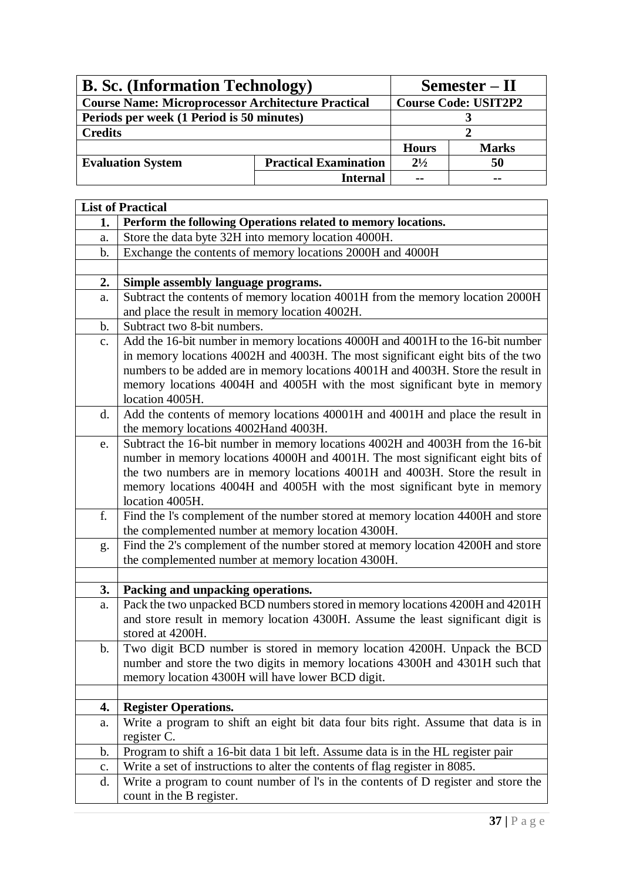| **B. Sc. (Information Technology)** | | **Semester – II** | |
|---|---|---|---|
| **Course Name: Microprocessor Architecture Practical** | | **Course Code: USIT2P2** | |
| **Periods per week (1 Period is 50 minutes)** | | **3** | |
| **Credits** | | **2** | |
| | | **Hours** | **Marks** |
| **Evaluation System** | **Practical Examination** | **2½** | **50** |
| | **Internal** | **--** | **--** |

| **List of Practical** | |
|---|---|
| **1.** | **Perform the following Operations related to memory locations.** |
| a. | Store the data byte 32H into memory location 4000H. |
| b. | Exchange the contents of memory locations 2000H and 4000H |
| | |
| **2.** | **Simple assembly language programs.** |
| a. | Subtract the contents of memory location 4001H from the memory location 2000H and place the result in memory location 4002H. |
| b. | Subtract two 8-bit numbers. |
| c. | Add the 16-bit number in memory locations 4000H and 4001H to the 16-bit number in memory locations 4002H and 4003H. The most significant eight bits of the two numbers to be added are in memory locations 4001H and 4003H. Store the result in memory locations 4004H and 4005H with the most significant byte in memory location 4005H. |
| d. | Add the contents of memory locations 40001H and 4001H and place the result in the memory locations 4002Hand 4003H. |
| e. | Subtract the 16-bit number in memory locations 4002H and 4003H from the 16-bit number in memory locations 4000H and 4001H. The most significant eight bits of the two numbers are in memory locations 4001H and 4003H. Store the result in memory locations 4004H and 4005H with the most significant byte in memory location 4005H. |
| f. | Find the l's complement of the number stored at memory location 4400H and store the complemented number at memory location 4300H. |
| g. | Find the 2's complement of the number stored at memory location 4200H and store the complemented number at memory location 4300H. |
| | |
| **3.** | **Packing and unpacking operations.** |
| a. | Pack the two unpacked BCD numbers stored in memory locations 4200H and 4201H and store result in memory location 4300H. Assume the least significant digit is stored at 4200H. |
| b. | Two digit BCD number is stored in memory location 4200H. Unpack the BCD number and store the two digits in memory locations 4300H and 4301H such that memory location 4300H will have lower BCD digit. |
| | |
| **4.** | **Register Operations.** |
| a. | Write a program to shift an eight bit data four bits right. Assume that data is in register C. |
| b. | Program to shift a 16-bit data 1 bit left. Assume data is in the HL register pair |
| c. | Write a set of instructions to alter the contents of flag register in 8085. |
| d. | Write a program to count number of l's in the contents of D register and store the count in the B register. |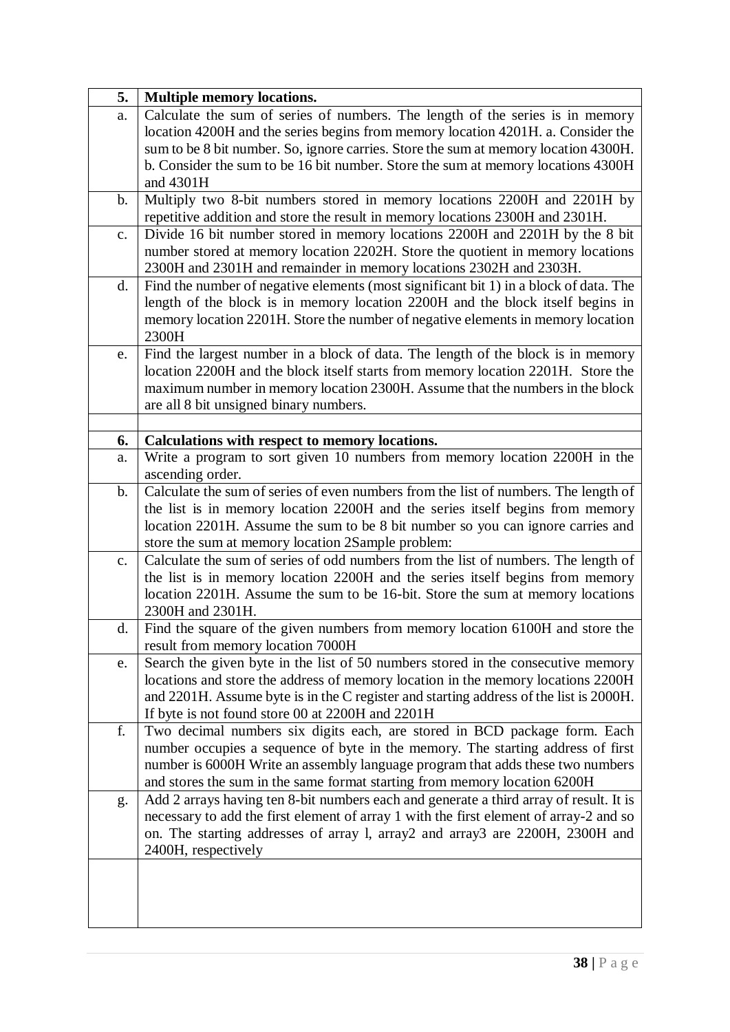| 5. | **Multiple memory locations.** |
|---|---|
| a. | Calculate the sum of series of numbers. The length of the series is in memory location 4200H and the series begins from memory location 4201H. a. Consider the sum to be 8 bit number. So, ignore carries. Store the sum at memory location 4300H. b. Consider the sum to be 16 bit number. Store the sum at memory locations 4300H and 4301H |
| b. | Multiply two 8-bit numbers stored in memory locations 2200H and 2201H by repetitive addition and store the result in memory locations 2300H and 2301H. |
| c. | Divide 16 bit number stored in memory locations 2200H and 2201H by the 8 bit number stored at memory location 2202H. Store the quotient in memory locations 2300H and 2301H and remainder in memory locations 2302H and 2303H. |
| d. | Find the number of negative elements (most significant bit 1) in a block of data. The length of the block is in memory location 2200H and the block itself begins in memory location 2201H. Store the number of negative elements in memory location 2300H |
| e. | Find the largest number in a block of data. The length of the block is in memory location 2200H and the block itself starts from memory location 2201H. Store the maximum number in memory location 2300H. Assume that the numbers in the block are all 8 bit unsigned binary numbers. |
| | |
| **6.** | **Calculations with respect to memory locations.** |
| a. | Write a program to sort given 10 numbers from memory location 2200H in the ascending order. |
| b. | Calculate the sum of series of even numbers from the list of numbers. The length of the list is in memory location 2200H and the series itself begins from memory location 2201H. Assume the sum to be 8 bit number so you can ignore carries and store the sum at memory location 2Sample problem: |
| c. | Calculate the sum of series of odd numbers from the list of numbers. The length of the list is in memory location 2200H and the series itself begins from memory location 2201H. Assume the sum to be 16-bit. Store the sum at memory locations 2300H and 2301H. |
| d. | Find the square of the given numbers from memory location 6100H and store the result from memory location 7000H |
| e. | Search the given byte in the list of 50 numbers stored in the consecutive memory locations and store the address of memory location in the memory locations 2200H and 2201H. Assume byte is in the C register and starting address of the list is 2000H. If byte is not found store 00 at 2200H and 2201H |
| f. | Two decimal numbers six digits each, are stored in BCD package form. Each number occupies a sequence of byte in the memory. The starting address of first number is 6000H Write an assembly language program that adds these two numbers and stores the sum in the same format starting from memory location 6200H |
| g. | Add 2 arrays having ten 8-bit numbers each and generate a third array of result. It is necessary to add the first element of array 1 with the first element of array-2 and so on. The starting addresses of array l, array2 and array3 are 2200H, 2300H and 2400H, respectively |
| | |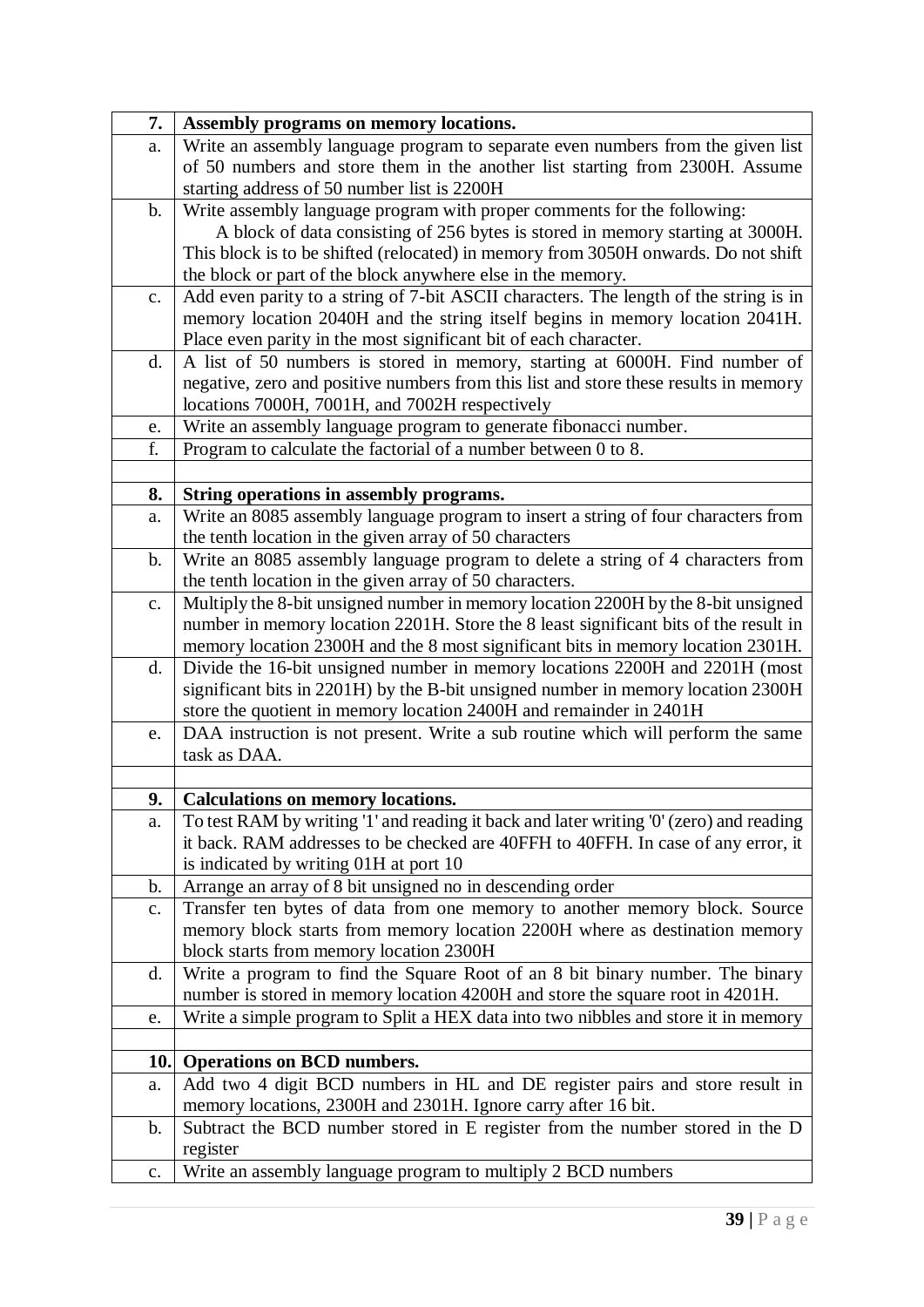| 7. | **Assembly programs on memory locations.** |
|---|---|
| a. | Write an assembly language program to separate even numbers from the given list of 50 numbers and store them in the another list starting from 2300H. Assume starting address of 50 number list is 2200H |
| b. | Write assembly language program with proper comments for the following: A block of data consisting of 256 bytes is stored in memory starting at 3000H. This block is to be shifted (relocated) in memory from 3050H onwards. Do not shift the block or part of the block anywhere else in the memory. |
| c. | Add even parity to a string of 7-bit ASCII characters. The length of the string is in memory location 2040H and the string itself begins in memory location 2041H. Place even parity in the most significant bit of each character. |
| d. | A list of 50 numbers is stored in memory, starting at 6000H. Find number of negative, zero and positive numbers from this list and store these results in memory locations 7000H, 7001H, and 7002H respectively |
| e. | Write an assembly language program to generate fibonacci number. |
| f. | Program to calculate the factorial of a number between 0 to 8. |
| | |
| **8.** | **String operations in assembly programs.** |
| a. | Write an 8085 assembly language program to insert a string of four characters from the tenth location in the given array of 50 characters |
| b. | Write an 8085 assembly language program to delete a string of 4 characters from the tenth location in the given array of 50 characters. |
| c. | Multiply the 8-bit unsigned number in memory location 2200H by the 8-bit unsigned number in memory location 2201H. Store the 8 least significant bits of the result in memory location 2300H and the 8 most significant bits in memory location 2301H. |
| d. | Divide the 16-bit unsigned number in memory locations 2200H and 2201H (most significant bits in 2201H) by the B-bit unsigned number in memory location 2300H store the quotient in memory location 2400H and remainder in 2401H |
| e. | DAA instruction is not present. Write a sub routine which will perform the same task as DAA. |
| | |
| **9.** | **Calculations on memory locations.** |
| a. | To test RAM by writing '1' and reading it back and later writing '0' (zero) and reading it back. RAM addresses to be checked are 40FFH to 40FFH. In case of any error, it is indicated by writing 01H at port 10 |
| b. | Arrange an array of 8 bit unsigned no in descending order |
| c. | Transfer ten bytes of data from one memory to another memory block. Source memory block starts from memory location 2200H where as destination memory block starts from memory location 2300H |
| d. | Write a program to find the Square Root of an 8 bit binary number. The binary number is stored in memory location 4200H and store the square root in 4201H. |
| e. | Write a simple program to Split a HEX data into two nibbles and store it in memory |
| | |
| **10.** | **Operations on BCD numbers.** |
| a. | Add two 4 digit BCD numbers in HL and DE register pairs and store result in memory locations, 2300H and 2301H. Ignore carry after 16 bit. |
| b. | Subtract the BCD number stored in E register from the number stored in the D register |
| c. | Write an assembly language program to multiply 2 BCD numbers |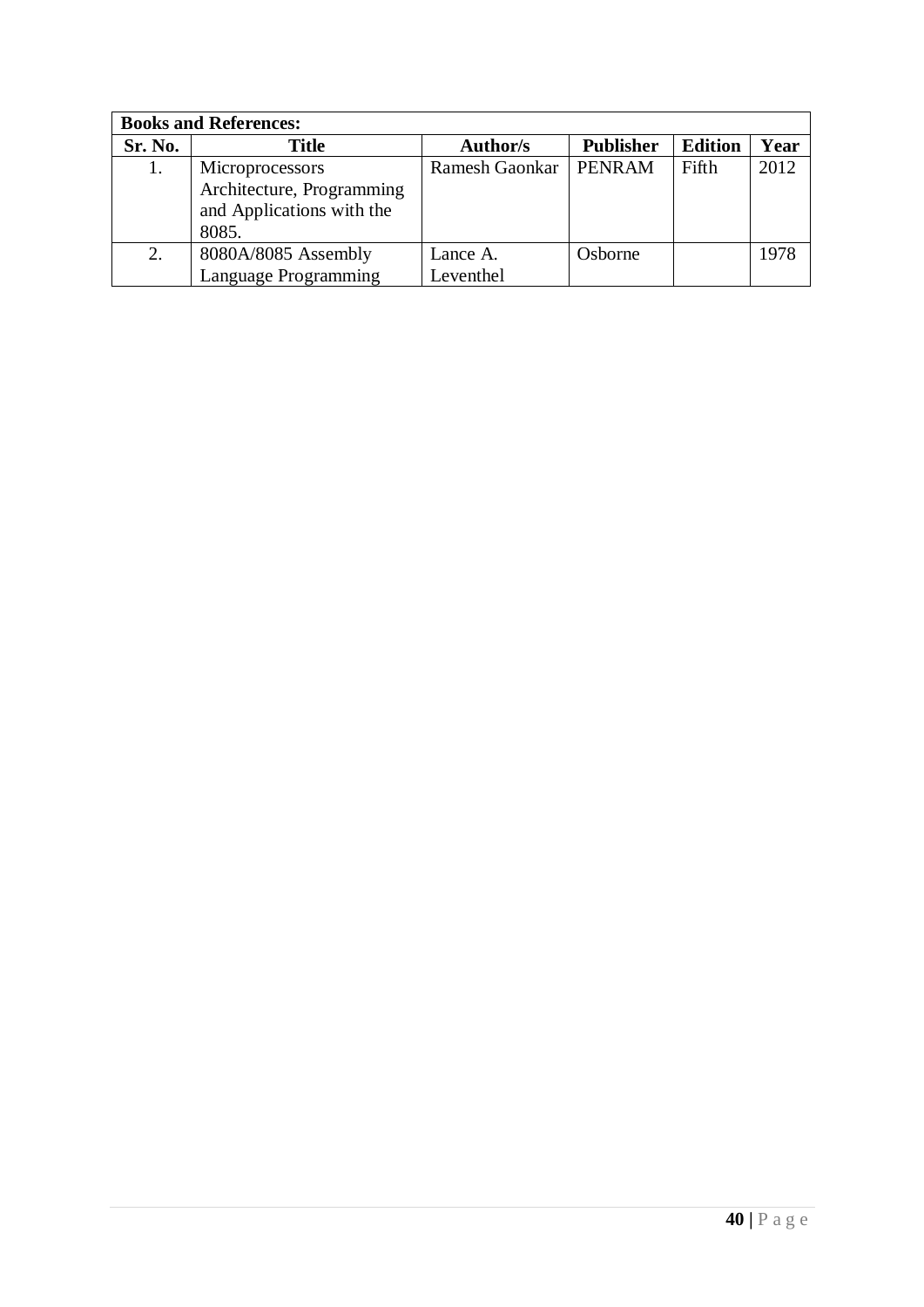| Books and References: | | | | | |
|---|---|---|---|---|---|
| **Sr. No.** | **Title** | **Author/s** | **Publisher** | **Edition** | **Year** |
| 1. | Microprocessors Architecture, Programming and Applications with the 8085. | Ramesh Gaonkar | PENRAM | Fifth | 2012 |
| 2. | 8080A/8085 Assembly Language Programming | Lance A. Leventhel | Osborne | | 1978 |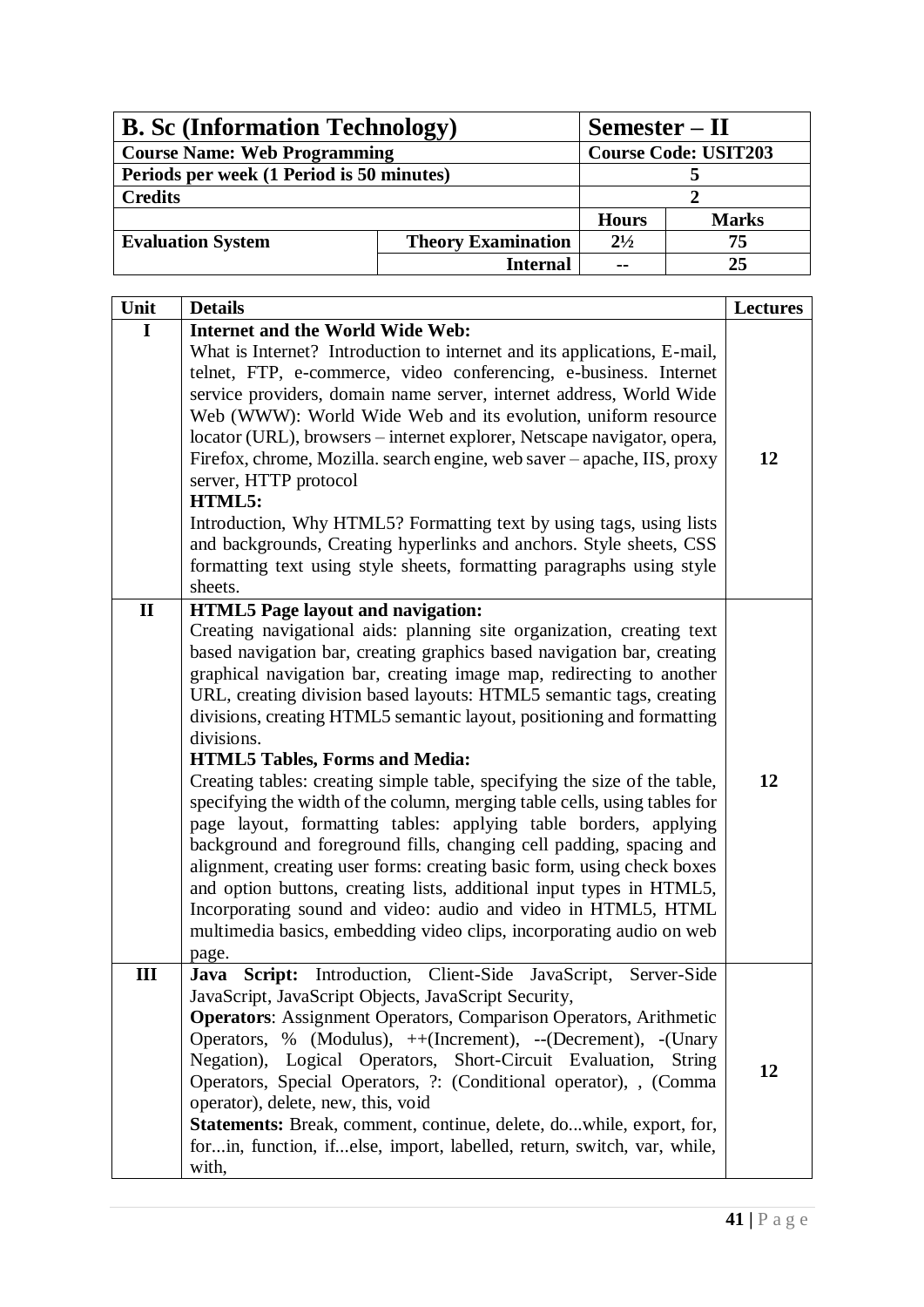| **B. Sc (Information Technology)** | | **Semester – II** | |
|---|---|---|---|
| **Course Name: Web Programming** | | **Course Code: USIT203** | |
| **Periods per week (1 Period is 50 minutes)** | | **5** | |
| **Credits** | | **2** | |
| | | **Hours** | **Marks** |
| **Evaluation System** | **Theory Examination** | **2½** | **75** |
| | **Internal** | **--** | **25** |

| Unit | Details | Lectures |
|---|---|---|
| **I** | **Internet and the World Wide Web:** What is Internet? Introduction to internet and its applications, E-mail, telnet, FTP, e-commerce, video conferencing, e-business. Internet service providers, domain name server, internet address, World Wide Web (WWW): World Wide Web and its evolution, uniform resource locator (URL), browsers – internet explorer, Netscape navigator, opera, Firefox, chrome, Mozilla. search engine, web saver – apache, IIS, proxy server, HTTP protocol<br>**HTML5:**<br>Introduction, Why HTML5? Formatting text by using tags, using lists and backgrounds, Creating hyperlinks and anchors. Style sheets, CSS formatting text using style sheets, formatting paragraphs using style sheets. | **12** |
| **II** | **HTML5 Page layout and navigation:** Creating navigational aids: planning site organization, creating text based navigation bar, creating graphics based navigation bar, creating graphical navigation bar, creating image map, redirecting to another URL, creating division based layouts: HTML5 semantic tags, creating divisions, creating HTML5 semantic layout, positioning and formatting divisions.<br>**HTML5 Tables, Forms and Media:**<br>Creating tables: creating simple table, specifying the size of the table, specifying the width of the column, merging table cells, using tables for page layout, formatting tables: applying table borders, applying background and foreground fills, changing cell padding, spacing and alignment, creating user forms: creating basic form, using check boxes and option buttons, creating lists, additional input types in HTML5, Incorporating sound and video: audio and video in HTML5, HTML multimedia basics, embedding video clips, incorporating audio on web page. | **12** |
| **III** | **Java Script:** Introduction, Client-Side JavaScript, Server-Side JavaScript, JavaScript Objects, JavaScript Security,<br>**Operators**: Assignment Operators, Comparison Operators, Arithmetic Operators, % (Modulus), ++(Increment), --(Decrement), -(Unary Negation), Logical Operators, Short-Circuit Evaluation, String Operators, Special Operators, ?: (Conditional operator), , (Comma operator), delete, new, this, void<br>**Statements:** Break, comment, continue, delete, do...while, export, for, for...in, function, if...else, import, labelled, return, switch, var, while, with, | **12** |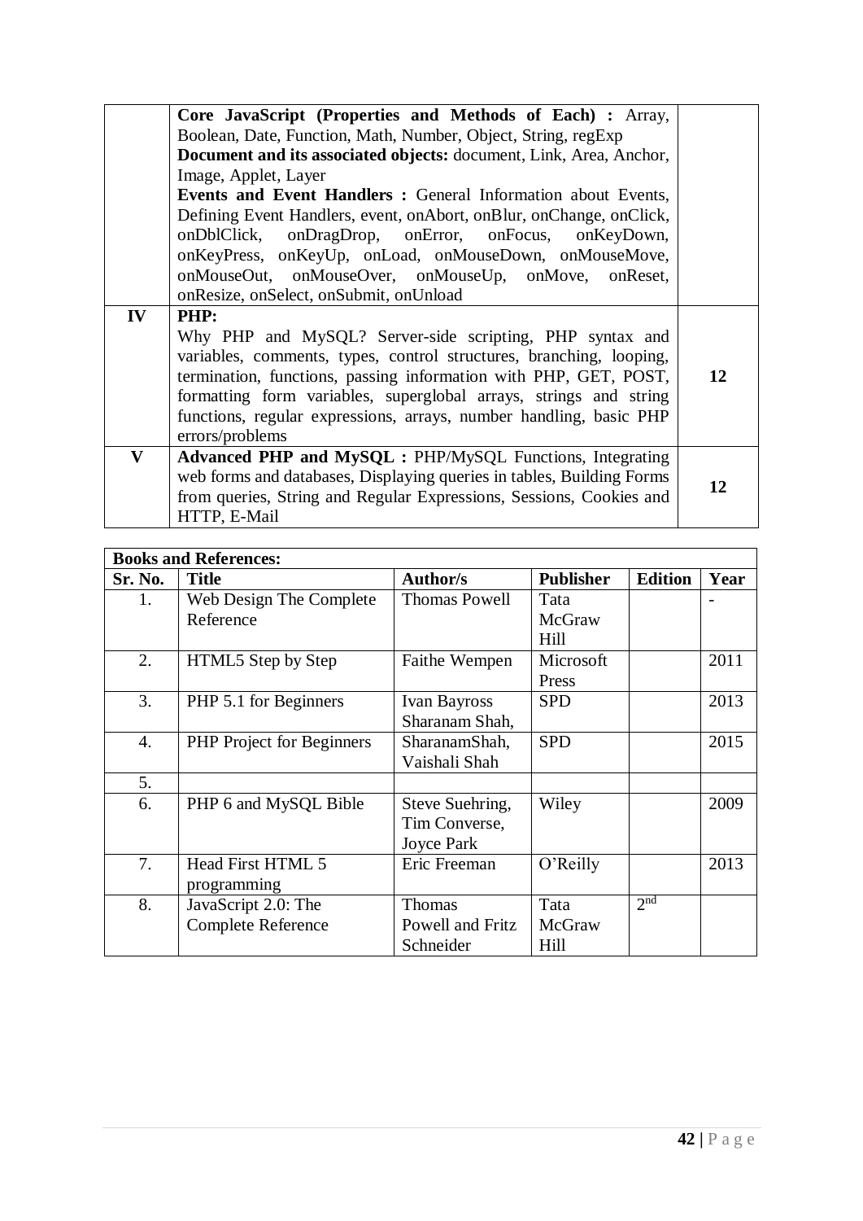| | | |
|---|---|---|
| | **Core JavaScript (Properties and Methods of Each) :** Array, Boolean, Date, Function, Math, Number, Object, String, regExp<br>**Document and its associated objects:** document, Link, Area, Anchor, Image, Applet, Layer<br>**Events and Event Handlers :** General Information about Events, Defining Event Handlers, event, onAbort, onBlur, onChange, onClick, onDblClick, onDragDrop, onError, onFocus, onKeyDown, onKeyPress, onKeyUp, onLoad, onMouseDown, onMouseMove, onMouseOut, onMouseOver, onMouseUp, onMove, onReset, onResize, onSelect, onSubmit, onUnload | |
| **IV** | **PHP:**<br>Why PHP and MySQL? Server-side scripting, PHP syntax and variables, comments, types, control structures, branching, looping, termination, functions, passing information with PHP, GET, POST, formatting form variables, superglobal arrays, strings and string functions, regular expressions, arrays, number handling, basic PHP errors/problems | **12** |
| **V** | **Advanced PHP and MySQL :** PHP/MySQL Functions, Integrating web forms and databases, Displaying queries in tables, Building Forms from queries, String and Regular Expressions, Sessions, Cookies and HTTP, E-Mail | **12** |

**Books and References:**

| Sr. No. | Title | Author/s | Publisher | Edition | Year |
|---|---|---|---|---|---|
| 1. | Web Design The Complete Reference | Thomas Powell | Tata McGraw Hill | | - |
| 2. | HTML5 Step by Step | Faithe Wempen | Microsoft Press | | 2011 |
| 3. | PHP 5.1 for Beginners | Ivan Bayross Sharanam Shah, | SPD | | 2013 |
| 4. | PHP Project for Beginners | SharanamShah, Vaishali Shah | SPD | | 2015 |
| 5. | | | | | |
| 6. | PHP 6 and MySQL Bible | Steve Suehring, Tim Converse, Joyce Park | Wiley | | 2009 |
| 7. | Head First HTML 5 programming | Eric Freeman | O'Reilly | | 2013 |
| 8. | JavaScript 2.0: The Complete Reference | Thomas Powell and Fritz Schneider | Tata McGraw Hill | 2nd | |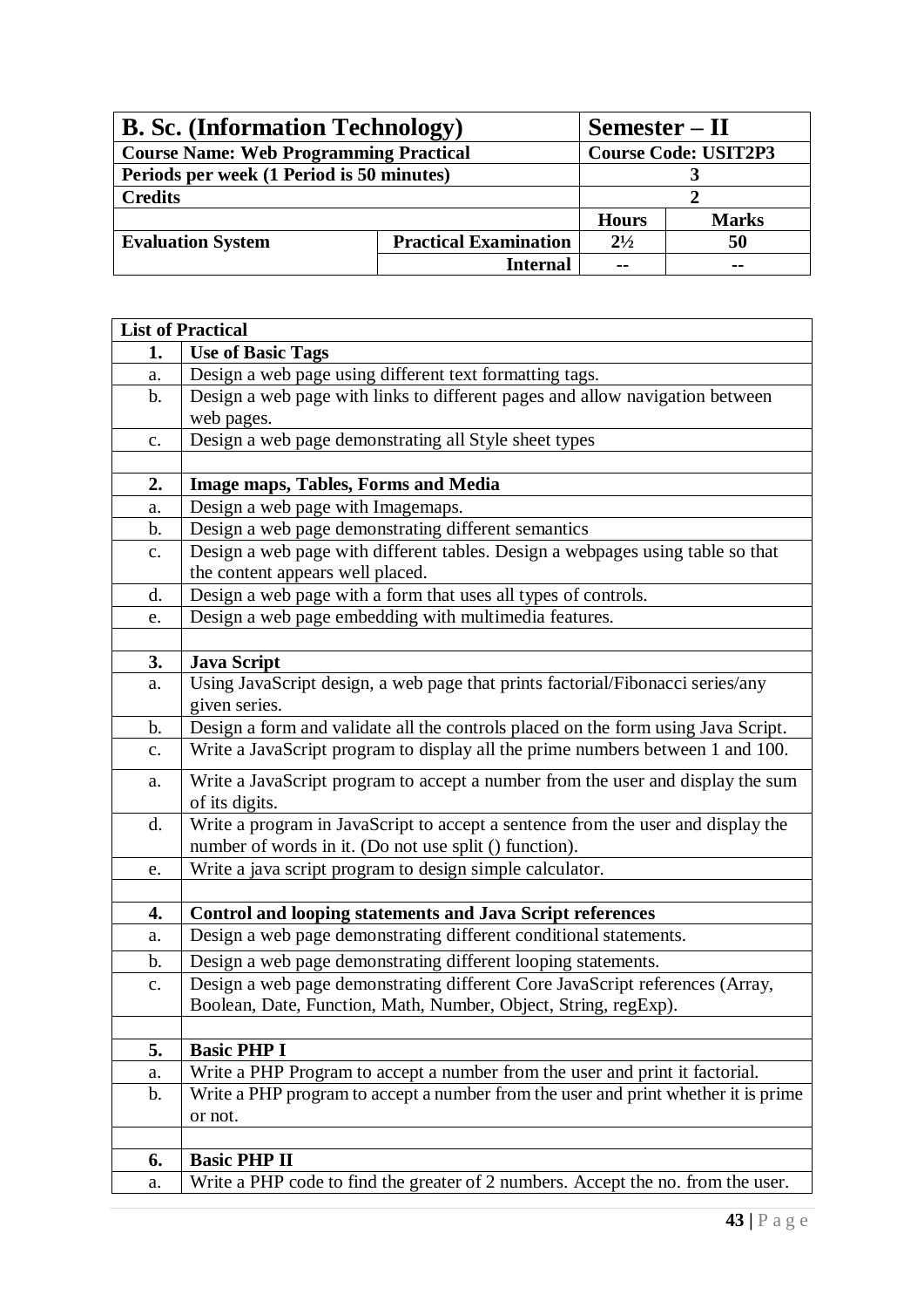| B. Sc. (Information Technology) | | Semester – II | |
|---|---|---|---|
| **Course Name: Web Programming Practical** | | **Course Code: USIT2P3** | |
| **Periods per week (1 Period is 50 minutes)** | | 3 | |
| **Credits** | | 2 | |
| | | **Hours** | **Marks** |
| **Evaluation System** | **Practical Examination** | 2½ | 50 |
| | **Internal** | -- | -- |

| List of Practical | |
|---|---|
| **1.** | **Use of Basic Tags** |
| a. | Design a web page using different text formatting tags. |
| b. | Design a web page with links to different pages and allow navigation between web pages. |
| c. | Design a web page demonstrating all Style sheet types |
| | |
| **2.** | **Image maps, Tables, Forms and Media** |
| a. | Design a web page with Imagemaps. |
| b. | Design a web page demonstrating different semantics |
| c. | Design a web page with different tables. Design a webpages using table so that the content appears well placed. |
| d. | Design a web page with a form that uses all types of controls. |
| e. | Design a web page embedding with multimedia features. |
| | |
| **3.** | **Java Script** |
| a. | Using JavaScript design, a web page that prints factorial/Fibonacci series/any given series. |
| b. | Design a form and validate all the controls placed on the form using Java Script. |
| c. | Write a JavaScript program to display all the prime numbers between 1 and 100. |
| a. | Write a JavaScript program to accept a number from the user and display the sum of its digits. |
| d. | Write a program in JavaScript to accept a sentence from the user and display the number of words in it. (Do not use split () function). |
| e. | Write a java script program to design simple calculator. |
| | |
| **4.** | **Control and looping statements and Java Script references** |
| a. | Design a web page demonstrating different conditional statements. |
| b. | Design a web page demonstrating different looping statements. |
| c. | Design a web page demonstrating different Core JavaScript references (Array, Boolean, Date, Function, Math, Number, Object, String, regExp). |
| | |
| **5.** | **Basic PHP I** |
| a. | Write a PHP Program to accept a number from the user and print it factorial. |
| b. | Write a PHP program to accept a number from the user and print whether it is prime or not. |
| | |
| **6.** | **Basic PHP II** |
| a. | Write a PHP code to find the greater of 2 numbers. Accept the no. from the user. |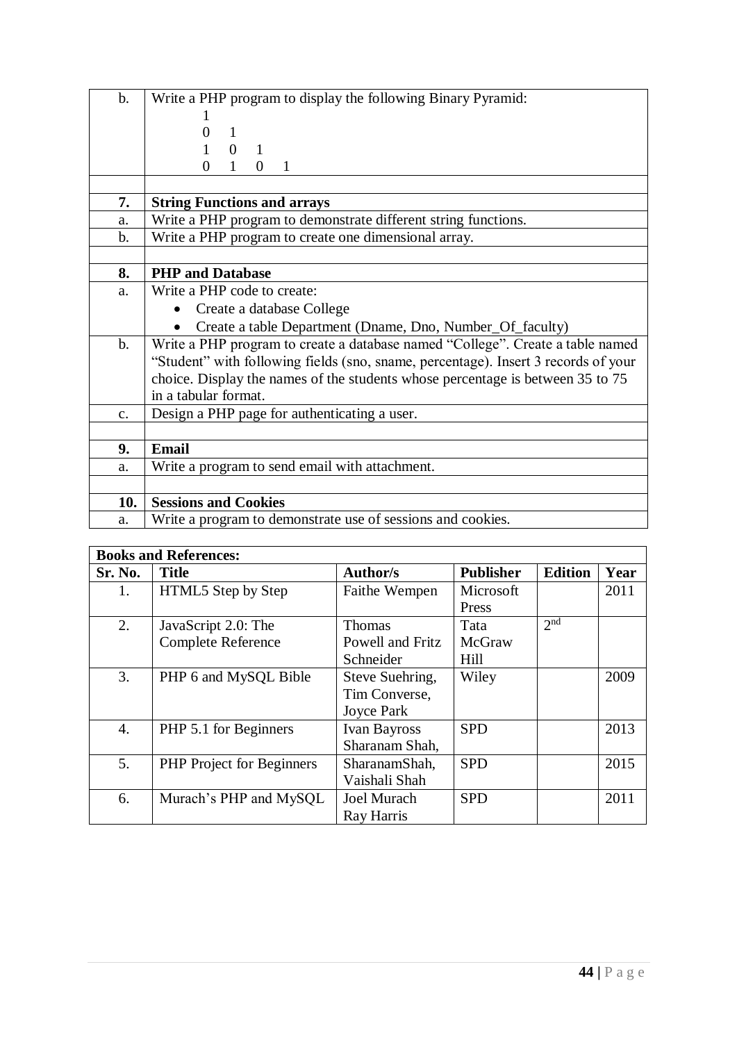| | |
|---|---|
| b. | Write a PHP program to display the following Binary Pyramid:<br>1<br>0 1<br>1 0 1<br>0 1 0 1 |
| | |
| **7.** | **String Functions and arrays** |
| a. | Write a PHP program to demonstrate different string functions. |
| b. | Write a PHP program to create one dimensional array. |
| | |
| **8.** | **PHP and Database** |
| a. | Write a PHP code to create:<br>• Create a database College<br>• Create a table Department (Dname, Dno, Number_Of_faculty) |
| b. | Write a PHP program to create a database named "College". Create a table named "Student" with following fields (sno, sname, percentage). Insert 3 records of your choice. Display the names of the students whose percentage is between 35 to 75 in a tabular format. |
| c. | Design a PHP page for authenticating a user. |
| | |
| **9.** | **Email** |
| a. | Write a program to send email with attachment. |
| | |
| **10.** | **Sessions and Cookies** |
| a. | Write a program to demonstrate use of sessions and cookies. |

**Books and References:**

| Sr. No. | Title | Author/s | Publisher | Edition | Year |
|---|---|---|---|---|---|
| 1. | HTML5 Step by Step | Faithe Wempen | Microsoft Press | | 2011 |
| 2. | JavaScript 2.0: The Complete Reference | Thomas Powell and Fritz Schneider | Tata McGraw Hill | 2nd | |
| 3. | PHP 6 and MySQL Bible | Steve Suehring, Tim Converse, Joyce Park | Wiley | | 2009 |
| 4. | PHP 5.1 for Beginners | Ivan Bayross Sharanam Shah, | SPD | | 2013 |
| 5. | PHP Project for Beginners | SharanamShah, Vaishali Shah | SPD | | 2015 |
| 6. | Murach's PHP and MySQL | Joel Murach Ray Harris | SPD | | 2011 |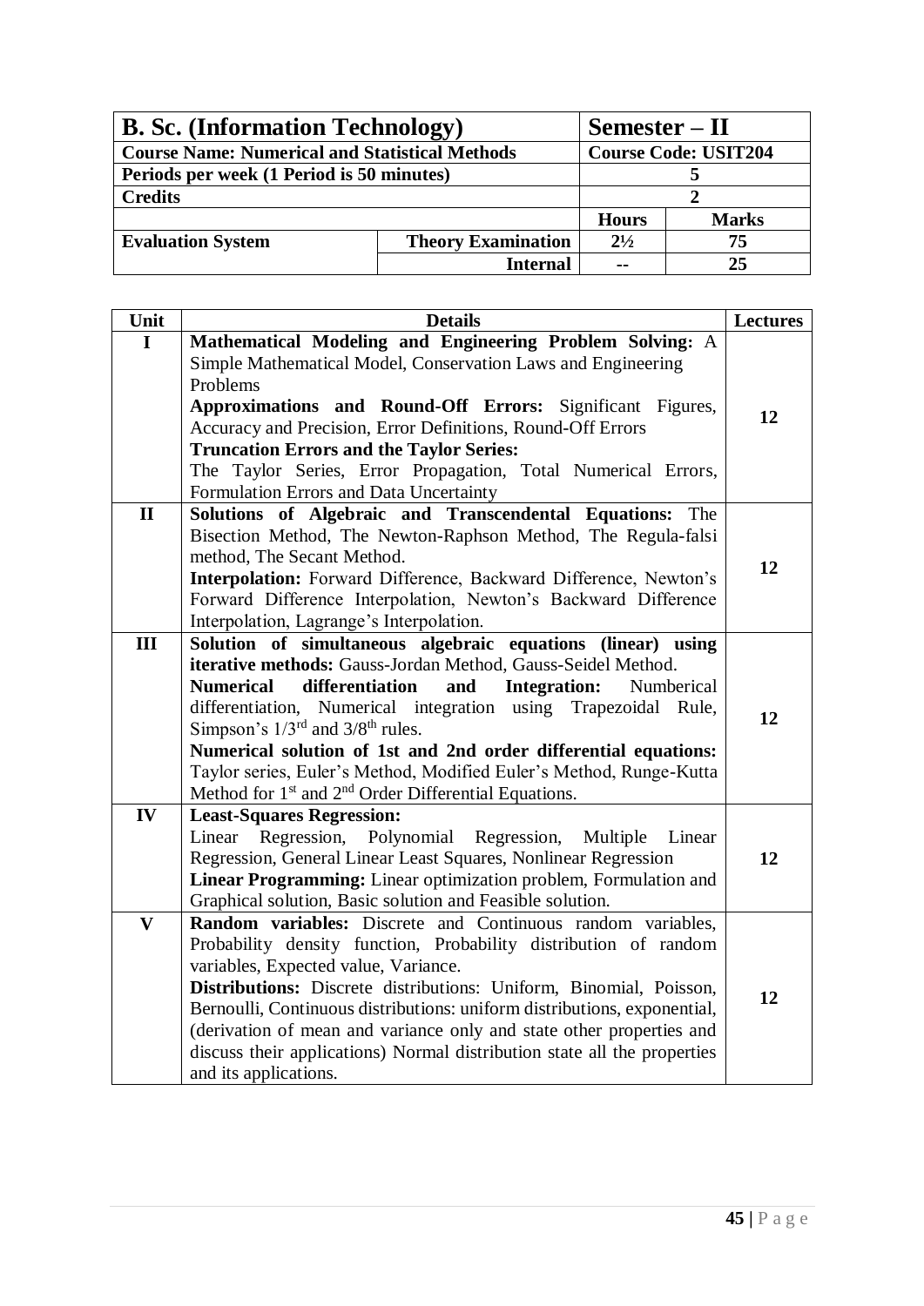| **B. Sc. (Information Technology)** | | **Semester – II** | |
|---|---|---|---|
| **Course Name: Numerical and Statistical Methods** | | **Course Code: USIT204** | |
| **Periods per week (1 Period is 50 minutes)** | | **5** | |
| **Credits** | | **2** | |
| | | **Hours** | **Marks** |
| **Evaluation System** | **Theory Examination** | **2½** | **75** |
| | **Internal** | **--** | **25** |

| Unit | Details | Lectures |
|---|---|---|
| **I** | **Mathematical Modeling and Engineering Problem Solving:** A Simple Mathematical Model, Conservation Laws and Engineering Problems<br>**Approximations and Round-Off Errors:** Significant Figures, Accuracy and Precision, Error Definitions, Round-Off Errors<br>**Truncation Errors and the Taylor Series:**<br>The Taylor Series, Error Propagation, Total Numerical Errors, Formulation Errors and Data Uncertainty | **12** |
| **II** | **Solutions of Algebraic and Transcendental Equations:** The Bisection Method, The Newton-Raphson Method, The Regula-falsi method, The Secant Method.<br>**Interpolation:** Forward Difference, Backward Difference, Newton's Forward Difference Interpolation, Newton's Backward Difference Interpolation, Lagrange's Interpolation. | **12** |
| **III** | **Solution of simultaneous algebraic equations (linear) using iterative methods:** Gauss-Jordan Method, Gauss-Seidel Method.<br>**Numerical differentiation and Integration:** Numberical differentiation, Numerical integration using Trapezoidal Rule, Simpson's $1/3^{rd}$ and $3/8^{th}$ rules.<br>**Numerical solution of 1st and 2nd order differential equations:** Taylor series, Euler's Method, Modified Euler's Method, Runge-Kutta Method for $1^{st}$ and $2^{nd}$ Order Differential Equations. | **12** |
| **IV** | **Least-Squares Regression:**<br>Linear Regression, Polynomial Regression, Multiple Linear Regression, General Linear Least Squares, Nonlinear Regression<br>**Linear Programming:** Linear optimization problem, Formulation and Graphical solution, Basic solution and Feasible solution. | **12** |
| **V** | **Random variables:** Discrete and Continuous random variables, Probability density function, Probability distribution of random variables, Expected value, Variance.<br>**Distributions:** Discrete distributions: Uniform, Binomial, Poisson, Bernoulli, Continuous distributions: uniform distributions, exponential, (derivation of mean and variance only and state other properties and discuss their applications) Normal distribution state all the properties and its applications. | **12** |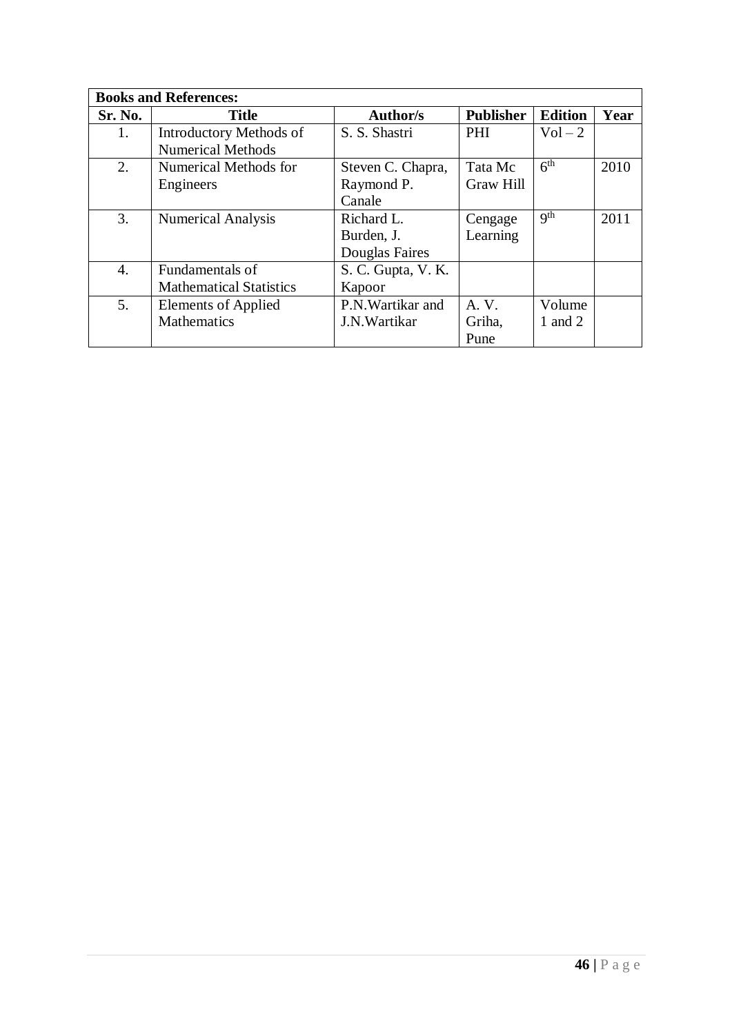| **Books and References:** | | | | | |
|---|---|---|---|---|---|
| **Sr. No.** | **Title** | **Author/s** | **Publisher** | **Edition** | **Year** |
| 1. | Introductory Methods of Numerical Methods | S. S. Shastri | PHI | Vol – 2 | |
| 2. | Numerical Methods for Engineers | Steven C. Chapra, Raymond P. Canale | Tata Mc Graw Hill | 6th | 2010 |
| 3. | Numerical Analysis | Richard L. Burden, J. Douglas Faires | Cengage Learning | 9th | 2011 |
| 4. | Fundamentals of Mathematical Statistics | S. C. Gupta, V. K. Kapoor | | | |
| 5. | Elements of Applied Mathematics | P.N.Wartikar and J.N.Wartikar | A. V. Griha, Pune | Volume 1 and 2 | |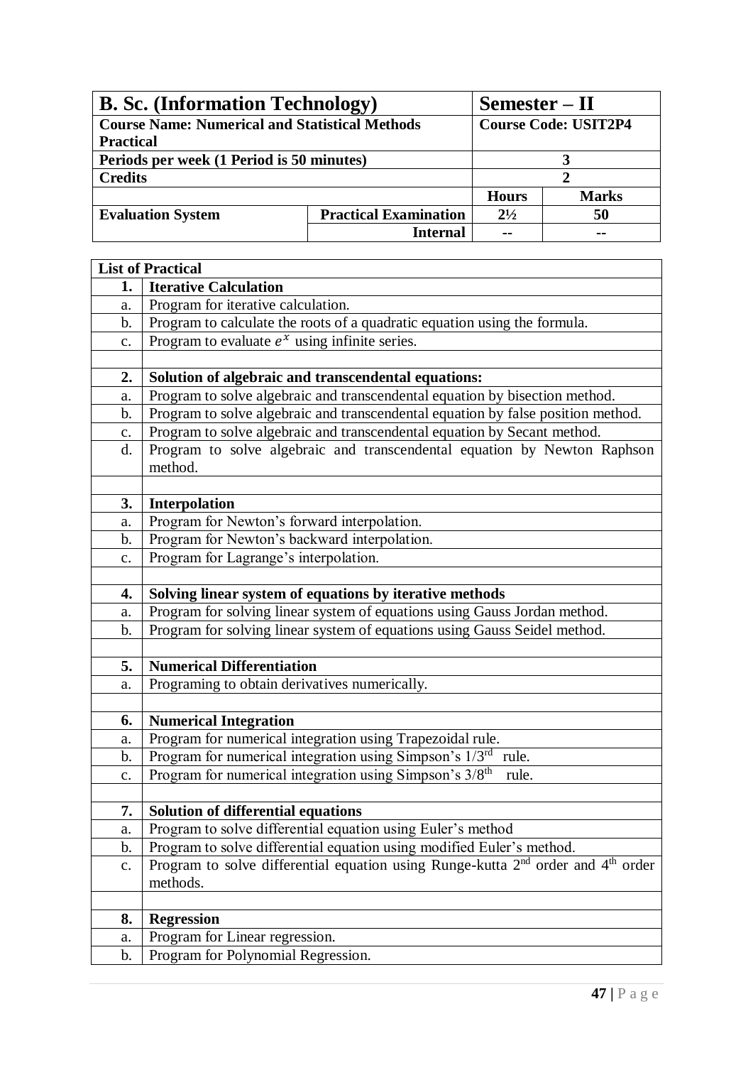| B. Sc. (Information Technology) | | Semester – II | |
|---|---|---|---|
| **Course Name: Numerical and Statistical Methods Practical** | | **Course Code: USIT2P4** | |
| **Periods per week (1 Period is 50 minutes)** | | 3 | |
| **Credits** | | 2 | |
| | | **Hours** | **Marks** |
| **Evaluation System** | **Practical Examination** | 2½ | 50 |
| | **Internal** | -- | -- |

| List of Practical | |
|---|---|
| **1.** | **Iterative Calculation** |
| a. | Program for iterative calculation. |
| b. | Program to calculate the roots of a quadratic equation using the formula. |
| c. | Program to evaluate $e^x$ using infinite series. |
| | |
| **2.** | **Solution of algebraic and transcendental equations:** |
| a. | Program to solve algebraic and transcendental equation by bisection method. |
| b. | Program to solve algebraic and transcendental equation by false position method. |
| c. | Program to solve algebraic and transcendental equation by Secant method. |
| d. | Program to solve algebraic and transcendental equation by Newton Raphson method. |
| | |
| **3.** | **Interpolation** |
| a. | Program for Newton's forward interpolation. |
| b. | Program for Newton's backward interpolation. |
| c. | Program for Lagrange's interpolation. |
| | |
| **4.** | **Solving linear system of equations by iterative methods** |
| a. | Program for solving linear system of equations using Gauss Jordan method. |
| b. | Program for solving linear system of equations using Gauss Seidel method. |
| | |
| **5.** | **Numerical Differentiation** |
| a. | Programing to obtain derivatives numerically. |
| | |
| **6.** | **Numerical Integration** |
| a. | Program for numerical integration using Trapezoidal rule. |
| b. | Program for numerical integration using Simpson's $1/3^{rd}$ rule. |
| c. | Program for numerical integration using Simpson's $3/8^{th}$ rule. |
| | |
| **7.** | **Solution of differential equations** |
| a. | Program to solve differential equation using Euler's method |
| b. | Program to solve differential equation using modified Euler's method. |
| c. | Program to solve differential equation using Runge-kutta $2^{nd}$ order and $4^{th}$ order methods. |
| | |
| **8.** | **Regression** |
| a. | Program for Linear regression. |
| b. | Program for Polynomial Regression. |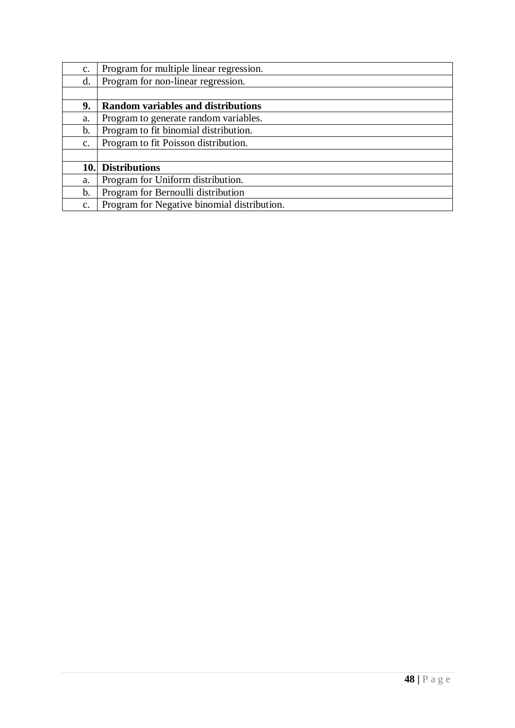| | |
|---|---|
| c. | Program for multiple linear regression. |
| d. | Program for non-linear regression. |
| | |
| **9.** | **Random variables and distributions** |
| a. | Program to generate random variables. |
| b. | Program to fit binomial distribution. |
| c. | Program to fit Poisson distribution. |
| | |
| **10.** | **Distributions** |
| a. | Program for Uniform distribution. |
| b. | Program for Bernoulli distribution |
| c. | Program for Negative binomial distribution. |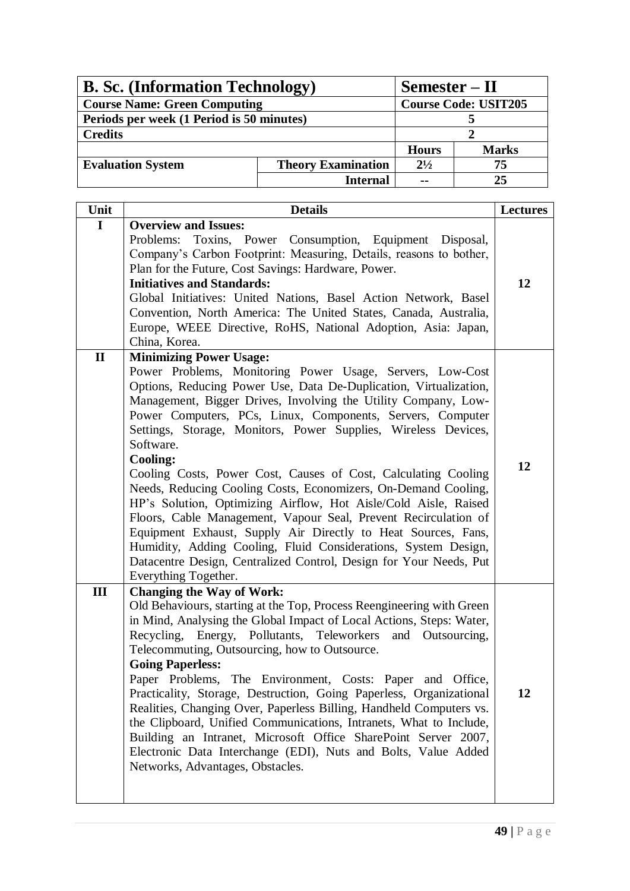| B. Sc. (Information Technology) | | Semester – II | |
|---|---|---|---|
| **Course Name: Green Computing** | | **Course Code: USIT205** | |
| **Periods per week (1 Period is 50 minutes)** | | 5 | |
| **Credits** | | 2 | |
| | | **Hours** | **Marks** |
| **Evaluation System** | **Theory Examination** | 2½ | 75 |
| | **Internal** | -- | 25 |

| Unit | Details | Lectures |
|---|---|---|
| I | **Overview and Issues:** Problems: Toxins, Power Consumption, Equipment Disposal, Company's Carbon Footprint: Measuring, Details, reasons to bother, Plan for the Future, Cost Savings: Hardware, Power. **Initiatives and Standards:** Global Initiatives: United Nations, Basel Action Network, Basel Convention, North America: The United States, Canada, Australia, Europe, WEEE Directive, RoHS, National Adoption, Asia: Japan, China, Korea. | 12 |
| II | **Minimizing Power Usage:** Power Problems, Monitoring Power Usage, Servers, Low-Cost Options, Reducing Power Use, Data De-Duplication, Virtualization, Management, Bigger Drives, Involving the Utility Company, Low-Power Computers, PCs, Linux, Components, Servers, Computer Settings, Storage, Monitors, Power Supplies, Wireless Devices, Software. **Cooling:** Cooling Costs, Power Cost, Causes of Cost, Calculating Cooling Needs, Reducing Cooling Costs, Economizers, On-Demand Cooling, HP's Solution, Optimizing Airflow, Hot Aisle/Cold Aisle, Raised Floors, Cable Management, Vapour Seal, Prevent Recirculation of Equipment Exhaust, Supply Air Directly to Heat Sources, Fans, Humidity, Adding Cooling, Fluid Considerations, System Design, Datacentre Design, Centralized Control, Design for Your Needs, Put Everything Together. | 12 |
| III | **Changing the Way of Work:** Old Behaviours, starting at the Top, Process Reengineering with Green in Mind, Analysing the Global Impact of Local Actions, Steps: Water, Recycling, Energy, Pollutants, Teleworkers and Outsourcing, Telecommuting, Outsourcing, how to Outsource. **Going Paperless:** Paper Problems, The Environment, Costs: Paper and Office, Practicality, Storage, Destruction, Going Paperless, Organizational Realities, Changing Over, Paperless Billing, Handheld Computers vs. the Clipboard, Unified Communications, Intranets, What to Include, Building an Intranet, Microsoft Office SharePoint Server 2007, Electronic Data Interchange (EDI), Nuts and Bolts, Value Added Networks, Advantages, Obstacles. | 12 |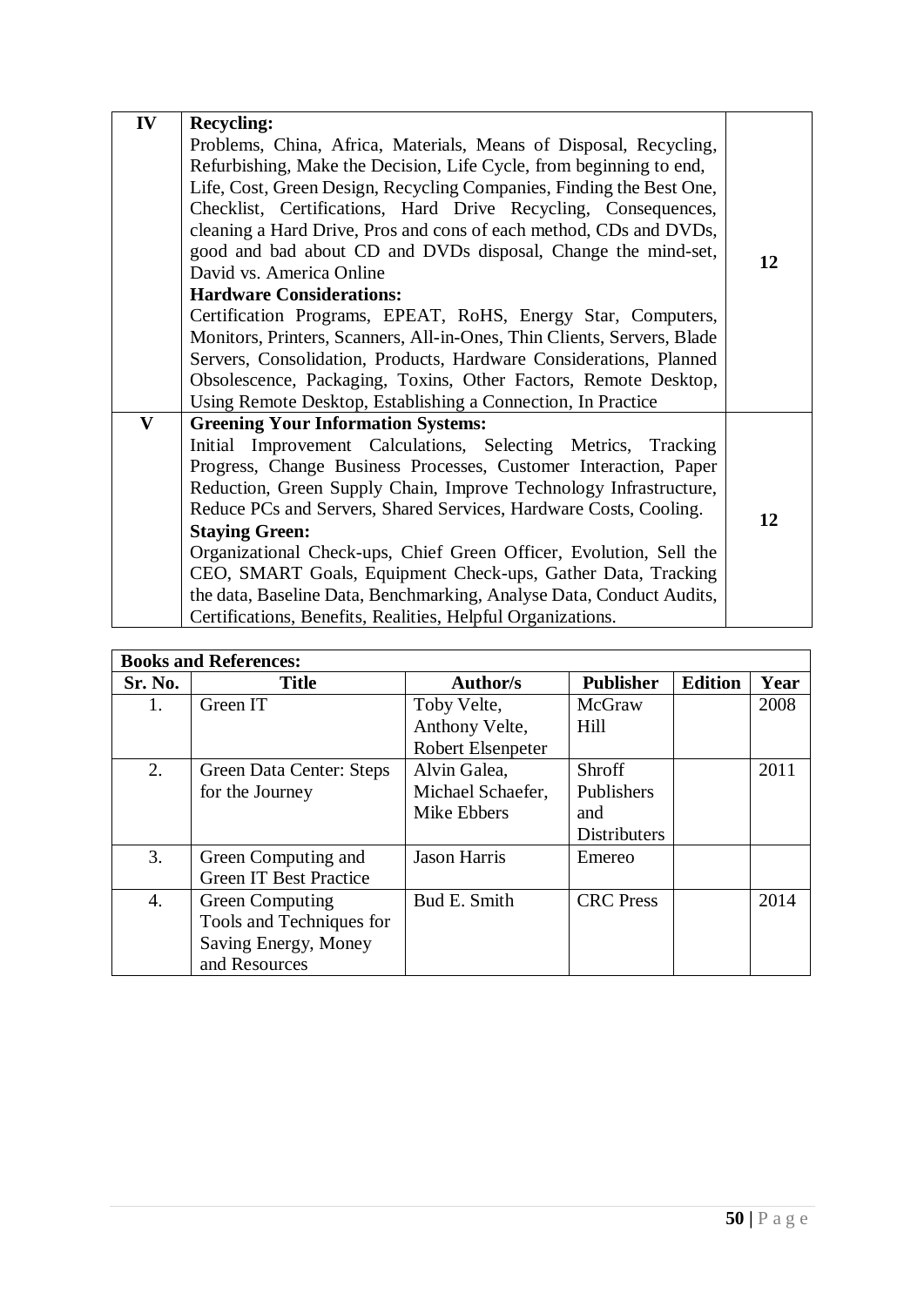| | | |
|---|---|---|
| IV | **Recycling:**<br>Problems, China, Africa, Materials, Means of Disposal, Recycling, Refurbishing, Make the Decision, Life Cycle, from beginning to end, Life, Cost, Green Design, Recycling Companies, Finding the Best One, Checklist, Certifications, Hard Drive Recycling, Consequences, cleaning a Hard Drive, Pros and cons of each method, CDs and DVDs, good and bad about CD and DVDs disposal, Change the mind-set, David vs. America Online<br>**Hardware Considerations:**<br>Certification Programs, EPEAT, RoHS, Energy Star, Computers, Monitors, Printers, Scanners, All-in-Ones, Thin Clients, Servers, Blade Servers, Consolidation, Products, Hardware Considerations, Planned Obsolescence, Packaging, Toxins, Other Factors, Remote Desktop, Using Remote Desktop, Establishing a Connection, In Practice | 12 |
| V | **Greening Your Information Systems:**<br>Initial Improvement Calculations, Selecting Metrics, Tracking Progress, Change Business Processes, Customer Interaction, Paper Reduction, Green Supply Chain, Improve Technology Infrastructure, Reduce PCs and Servers, Shared Services, Hardware Costs, Cooling.<br>**Staying Green:**<br>Organizational Check-ups, Chief Green Officer, Evolution, Sell the CEO, SMART Goals, Equipment Check-ups, Gather Data, Tracking the data, Baseline Data, Benchmarking, Analyse Data, Conduct Audits, Certifications, Benefits, Realities, Helpful Organizations. | 12 |

**Books and References:**

| Sr. No. | Title | Author/s | Publisher | Edition | Year |
|---|---|---|---|---|---|
| 1. | Green IT | Toby Velte, Anthony Velte, Robert Elsenpeter | McGraw Hill | | 2008 |
| 2. | Green Data Center: Steps for the Journey | Alvin Galea, Michael Schaefer, Mike Ebbers | Shroff Publishers and Distributers | | 2011 |
| 3. | Green Computing and Green IT Best Practice | Jason Harris | Emereo | | |
| 4. | Green Computing Tools and Techniques for Saving Energy, Money and Resources | Bud E. Smith | CRC Press | | 2014 |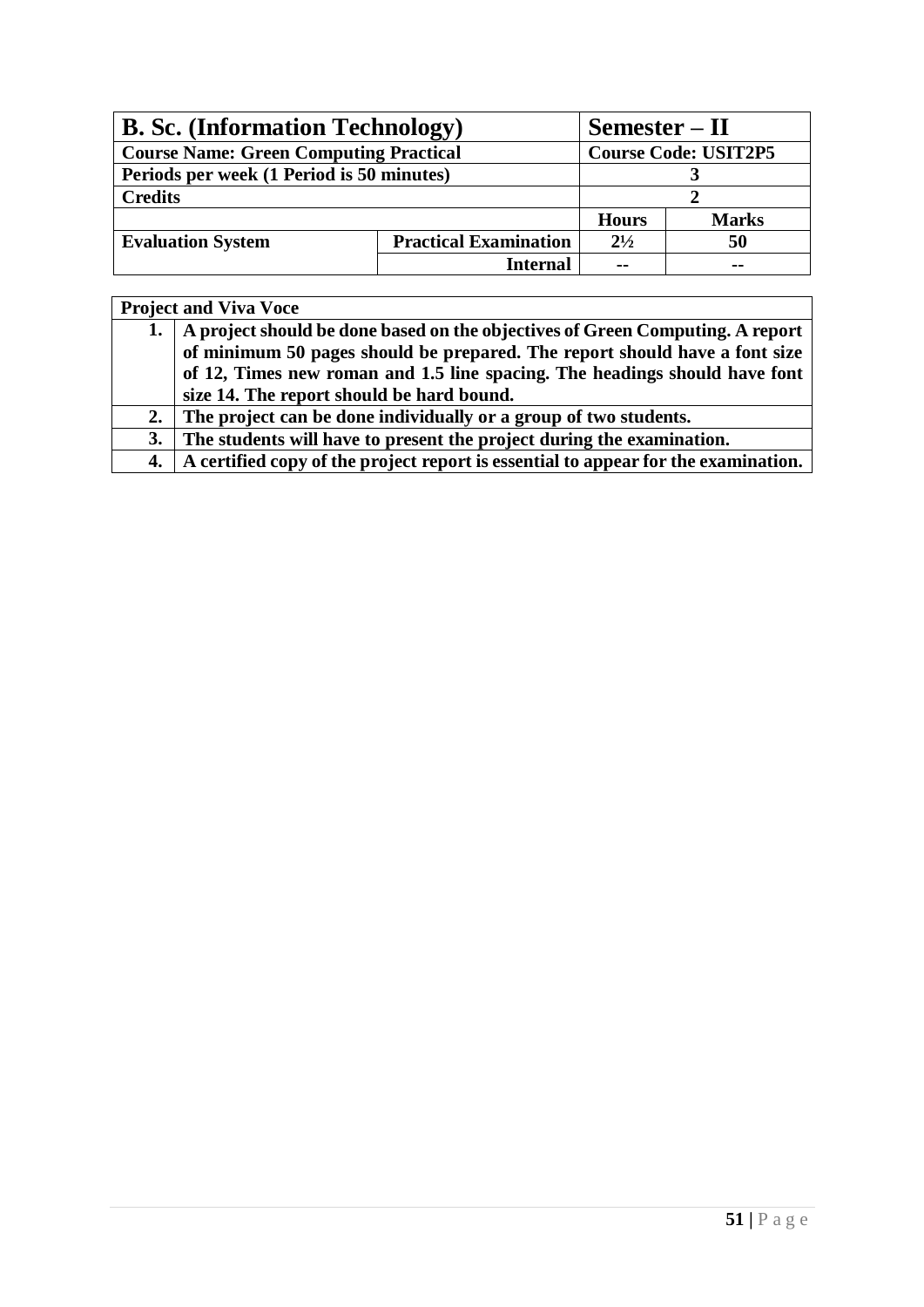| **B. Sc. (Information Technology)** | | **Semester – II** | |
|---|---|---|---|
| **Course Name: Green Computing Practical** | | **Course Code: USIT2P5** | |
| **Periods per week (1 Period is 50 minutes)** | | **3** | |
| **Credits** | | **2** | |
| | | **Hours** | **Marks** |
| **Evaluation System** | **Practical Examination** | **2½** | **50** |
| | **Internal** | **--** | **--** |

| **Project and Viva Voce** | |
|---|---|
| **1.** | **A project should be done based on the objectives of Green Computing. A report of minimum 50 pages should be prepared. The report should have a font size of 12, Times new roman and 1.5 line spacing. The headings should have font size 14. The report should be hard bound.** |
| **2.** | **The project can be done individually or a group of two students.** |
| **3.** | **The students will have to present the project during the examination.** |
| **4.** | **A certified copy of the project report is essential to appear for the examination.** |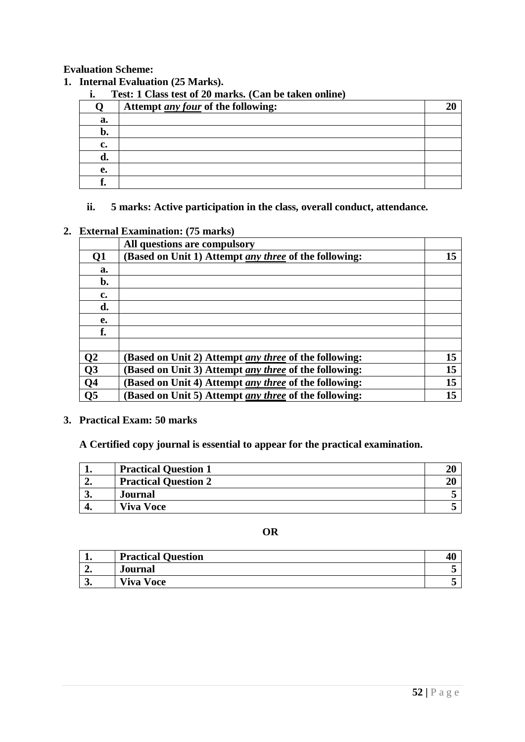**Evaluation Scheme:**

1. **Internal Evaluation (25 Marks).**

   i. **Test: 1 Class test of 20 marks. (Can be taken online)**

| Q | Attempt ***any four*** of the following: | 20 |
|---|---|---|
| a. | | |
| b. | | |
| c. | | |
| d. | | |
| e. | | |
| f. | | |

   ii. **5 marks: Active participation in the class, overall conduct, attendance.**

2. **External Examination: (75 marks)**

| | All questions are compulsory | |
|---|---|---|
| Q1 | (Based on Unit 1) Attempt ***any three*** of the following: | 15 |
| a. | | |
| b. | | |
| c. | | |
| d. | | |
| e. | | |
| f. | | |
| | | |
| Q2 | (Based on Unit 2) Attempt ***any three*** of the following: | 15 |
| Q3 | (Based on Unit 3) Attempt ***any three*** of the following: | 15 |
| Q4 | (Based on Unit 4) Attempt ***any three*** of the following: | 15 |
| Q5 | (Based on Unit 5) Attempt ***any three*** of the following: | 15 |

3. **Practical Exam: 50 marks**

   **A Certified copy journal is essential to appear for the practical examination.**

| | | |
|---|---|---|
| 1. | Practical Question 1 | 20 |
| 2. | Practical Question 2 | 20 |
| 3. | Journal | 5 |
| 4. | Viva Voce | 5 |

**OR**

| | | |
|---|---|---|
| 1. | Practical Question | 40 |
| 2. | Journal | 5 |
| 3. | Viva Voce | 5 |